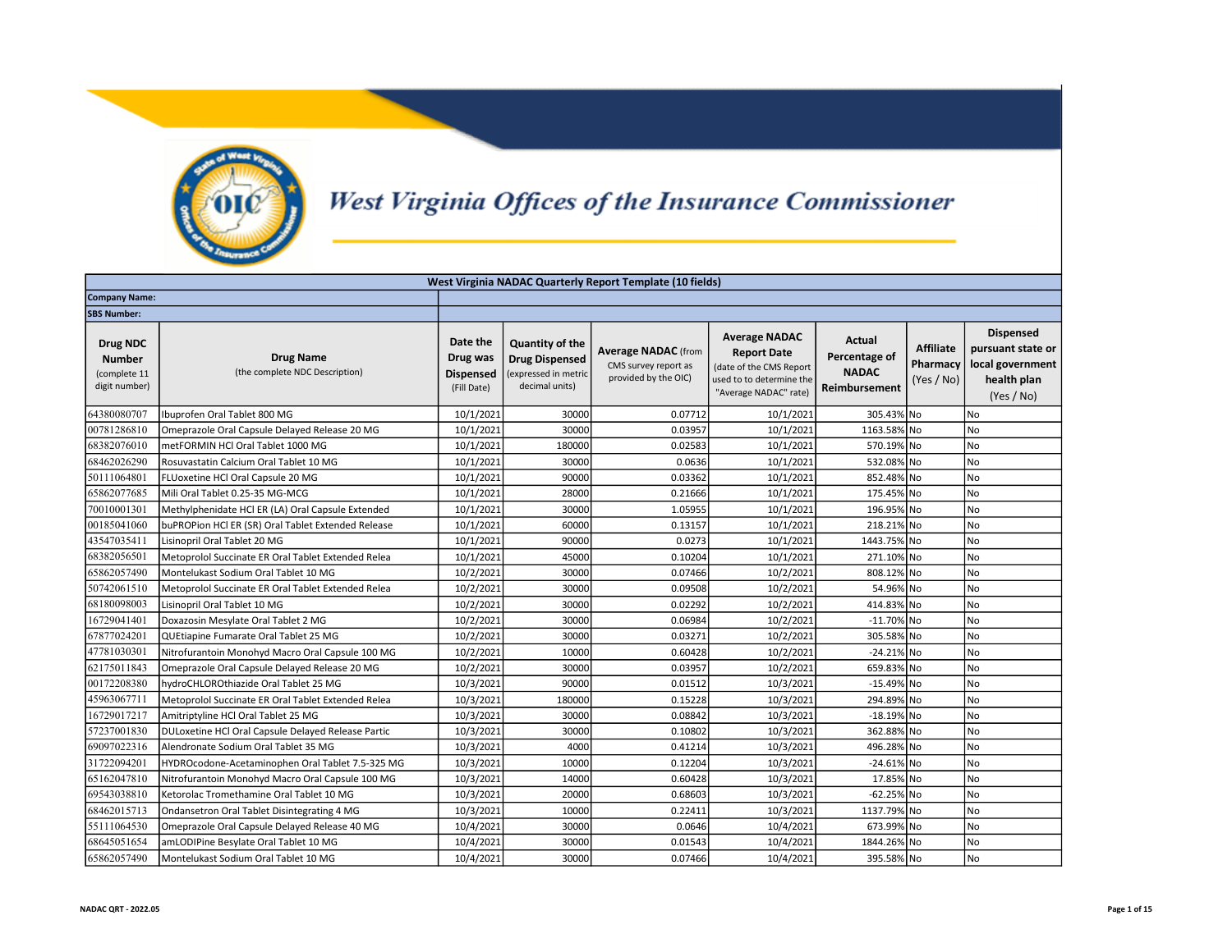# West Virginia Offices of the Insurance Commissioner

| West Virginia NADAC Quarterly Report Template (10 fields) | | | | | | | | | |
|---|---|---|---|---|---|---|---|---|---|
| **Company Name:** | | | | | | | | | |
| **SBS Number:** | | | | | | | | | |
| **Drug NDC Number** (complete 11 digit number) | **Drug Name** (the complete NDC Description) | **Date the Drug was Dispensed** (Fill Date) | **Quantity of the Drug Dispensed** (expressed in metric decimal units) | **Average NADAC** (from CMS survey report as provided by the OIC) | **Average NADAC Report Date** (date of the CMS Report used to to determine the "Average NADAC" rate) | **Actual Percentage of NADAC Reimbursement** | **Affiliate Pharmacy** (Yes / No) | **Dispensed pursuant state or local government health plan** (Yes / No) |
| 64380080707 | Ibuprofen Oral Tablet 800 MG | 10/1/2021 | 30000 | 0.07712 | 10/1/2021 | 305.43% | No | No |
| 00781286810 | Omeprazole Oral Capsule Delayed Release 20 MG | 10/1/2021 | 30000 | 0.03957 | 10/1/2021 | 1163.58% | No | No |
| 68382076010 | metFORMIN HCl Oral Tablet 1000 MG | 10/1/2021 | 180000 | 0.02583 | 10/1/2021 | 570.19% | No | No |
| 68462026290 | Rosuvastatin Calcium Oral Tablet 10 MG | 10/1/2021 | 30000 | 0.0636 | 10/1/2021 | 532.08% | No | No |
| 50111064801 | FLUoxetine HCl Oral Capsule 20 MG | 10/1/2021 | 90000 | 0.03362 | 10/1/2021 | 852.48% | No | No |
| 65862077685 | Mili Oral Tablet 0.25-35 MG-MCG | 10/1/2021 | 28000 | 0.21666 | 10/1/2021 | 175.45% | No | No |
| 70010001301 | Methylphenidate HCl ER (LA) Oral Capsule Extended | 10/1/2021 | 30000 | 1.05955 | 10/1/2021 | 196.95% | No | No |
| 00185041060 | buPROPion HCl ER (SR) Oral Tablet Extended Release | 10/1/2021 | 60000 | 0.13157 | 10/1/2021 | 218.21% | No | No |
| 43547035411 | Lisinopril Oral Tablet 20 MG | 10/1/2021 | 90000 | 0.0273 | 10/1/2021 | 1443.75% | No | No |
| 68382056501 | Metoprolol Succinate ER Oral Tablet Extended Relea | 10/1/2021 | 45000 | 0.10204 | 10/1/2021 | 271.10% | No | No |
| 65862057490 | Montelukast Sodium Oral Tablet 10 MG | 10/2/2021 | 30000 | 0.07466 | 10/2/2021 | 808.12% | No | No |
| 50742061510 | Metoprolol Succinate ER Oral Tablet Extended Relea | 10/2/2021 | 30000 | 0.09508 | 10/2/2021 | 54.96% | No | No |
| 68180098003 | Lisinopril Oral Tablet 10 MG | 10/2/2021 | 30000 | 0.02292 | 10/2/2021 | 414.83% | No | No |
| 16729041401 | Doxazosin Mesylate Oral Tablet 2 MG | 10/2/2021 | 30000 | 0.06984 | 10/2/2021 | -11.70% | No | No |
| 67877024201 | QUEtiapine Fumarate Oral Tablet 25 MG | 10/2/2021 | 30000 | 0.03271 | 10/2/2021 | 305.58% | No | No |
| 47781030301 | Nitrofurantoin Monohyd Macro Oral Capsule 100 MG | 10/2/2021 | 10000 | 0.60428 | 10/2/2021 | -24.21% | No | No |
| 62175011843 | Omeprazole Oral Capsule Delayed Release 20 MG | 10/2/2021 | 30000 | 0.03957 | 10/2/2021 | 659.83% | No | No |
| 00172208380 | hydroCHLOROthiazide Oral Tablet 25 MG | 10/3/2021 | 90000 | 0.01512 | 10/3/2021 | -15.49% | No | No |
| 45963067711 | Metoprolol Succinate ER Oral Tablet Extended Relea | 10/3/2021 | 180000 | 0.15228 | 10/3/2021 | 294.89% | No | No |
| 16729017217 | Amitriptyline HCl Oral Tablet 25 MG | 10/3/2021 | 30000 | 0.08842 | 10/3/2021 | -18.19% | No | No |
| 57237001830 | DULoxetine HCl Oral Capsule Delayed Release Partic | 10/3/2021 | 30000 | 0.10802 | 10/3/2021 | 362.88% | No | No |
| 69097022316 | Alendronate Sodium Oral Tablet 35 MG | 10/3/2021 | 4000 | 0.41214 | 10/3/2021 | 496.28% | No | No |
| 31722094201 | HYDROcodone-Acetaminophen Oral Tablet 7.5-325 MG | 10/3/2021 | 10000 | 0.12204 | 10/3/2021 | -24.61% | No | No |
| 65162047810 | Nitrofurantoin Monohyd Macro Oral Capsule 100 MG | 10/3/2021 | 14000 | 0.60428 | 10/3/2021 | 17.85% | No | No |
| 69543038810 | Ketorolac Tromethamine Oral Tablet 10 MG | 10/3/2021 | 20000 | 0.68603 | 10/3/2021 | -62.25% | No | No |
| 68462015713 | Ondansetron Oral Tablet Disintegrating 4 MG | 10/3/2021 | 10000 | 0.22411 | 10/3/2021 | 1137.79% | No | No |
| 55111064530 | Omeprazole Oral Capsule Delayed Release 40 MG | 10/4/2021 | 30000 | 0.0646 | 10/4/2021 | 673.99% | No | No |
| 68645051654 | amLODIPine Besylate Oral Tablet 10 MG | 10/4/2021 | 30000 | 0.01543 | 10/4/2021 | 1844.26% | No | No |
| 65862057490 | Montelukast Sodium Oral Tablet 10 MG | 10/4/2021 | 30000 | 0.07466 | 10/4/2021 | 395.58% | No | No |

NADAC QRT - 2022.05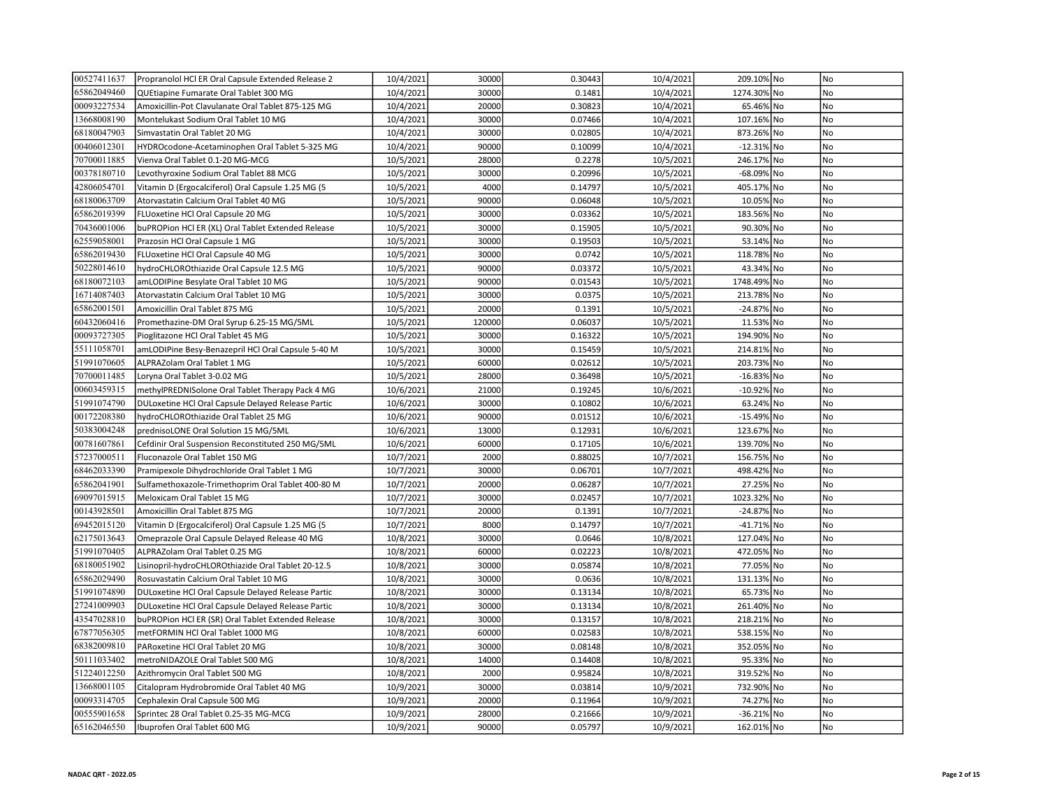| | | | | | | | | |
|---|---|---|---|---|---|---|---|---|
| 00527411637 | Propranolol HCl ER Oral Capsule Extended Release 2 | 10/4/2021 | 30000 | 0.30443 | 10/4/2021 | 209.10% | No | No |
| 65862049460 | QUEtiapine Fumarate Oral Tablet 300 MG | 10/4/2021 | 30000 | 0.1481 | 10/4/2021 | 1274.30% | No | No |
| 00093227534 | Amoxicillin-Pot Clavulanate Oral Tablet 875-125 MG | 10/4/2021 | 20000 | 0.30823 | 10/4/2021 | 65.46% | No | No |
| 13668008190 | Montelukast Sodium Oral Tablet 10 MG | 10/4/2021 | 30000 | 0.07466 | 10/4/2021 | 107.16% | No | No |
| 68180047903 | Simvastatin Oral Tablet 20 MG | 10/4/2021 | 30000 | 0.02805 | 10/4/2021 | 873.26% | No | No |
| 00406012301 | HYDROcodone-Acetaminophen Oral Tablet 5-325 MG | 10/4/2021 | 90000 | 0.10099 | 10/4/2021 | -12.31% | No | No |
| 70700011885 | Vienva Oral Tablet 0.1-20 MG-MCG | 10/5/2021 | 28000 | 0.2278 | 10/5/2021 | 246.17% | No | No |
| 00378180710 | Levothyroxine Sodium Oral Tablet 88 MCG | 10/5/2021 | 30000 | 0.20996 | 10/5/2021 | -68.09% | No | No |
| 42806054701 | Vitamin D (Ergocalciferol) Oral Capsule 1.25 MG (5 | 10/5/2021 | 4000 | 0.14797 | 10/5/2021 | 405.17% | No | No |
| 68180063709 | Atorvastatin Calcium Oral Tablet 40 MG | 10/5/2021 | 90000 | 0.06048 | 10/5/2021 | 10.05% | No | No |
| 65862019399 | FLUoxetine HCl Oral Capsule 20 MG | 10/5/2021 | 30000 | 0.03362 | 10/5/2021 | 183.56% | No | No |
| 70436001006 | buPROPion HCl ER (XL) Oral Tablet Extended Release | 10/5/2021 | 30000 | 0.15905 | 10/5/2021 | 90.30% | No | No |
| 62559058001 | Prazosin HCl Oral Capsule 1 MG | 10/5/2021 | 30000 | 0.19503 | 10/5/2021 | 53.14% | No | No |
| 65862019430 | FLUoxetine HCl Oral Capsule 40 MG | 10/5/2021 | 30000 | 0.0742 | 10/5/2021 | 118.78% | No | No |
| 50228014610 | hydroCHLOROthiazide Oral Capsule 12.5 MG | 10/5/2021 | 90000 | 0.03372 | 10/5/2021 | 43.34% | No | No |
| 68180072103 | amLODIPine Besylate Oral Tablet 10 MG | 10/5/2021 | 90000 | 0.01543 | 10/5/2021 | 1748.49% | No | No |
| 16714087403 | Atorvastatin Calcium Oral Tablet 10 MG | 10/5/2021 | 30000 | 0.0375 | 10/5/2021 | 213.78% | No | No |
| 65862001501 | Amoxicillin Oral Tablet 875 MG | 10/5/2021 | 20000 | 0.1391 | 10/5/2021 | -24.87% | No | No |
| 60432060416 | Promethazine-DM Oral Syrup 6.25-15 MG/5ML | 10/5/2021 | 120000 | 0.06037 | 10/5/2021 | 11.53% | No | No |
| 00093727305 | Pioglitazone HCl Oral Tablet 45 MG | 10/5/2021 | 30000 | 0.16322 | 10/5/2021 | 194.90% | No | No |
| 55111058701 | amLODIPine Besy-Benazepril HCl Oral Capsule 5-40 M | 10/5/2021 | 30000 | 0.15459 | 10/5/2021 | 214.81% | No | No |
| 51991070605 | ALPRAZolam Oral Tablet 1 MG | 10/5/2021 | 60000 | 0.02612 | 10/5/2021 | 203.73% | No | No |
| 70700011485 | Loryna Oral Tablet 3-0.02 MG | 10/5/2021 | 28000 | 0.36498 | 10/5/2021 | -16.83% | No | No |
| 00603459315 | methylPREDNISolone Oral Tablet Therapy Pack 4 MG | 10/6/2021 | 21000 | 0.19245 | 10/6/2021 | -10.92% | No | No |
| 51991074790 | DULoxetine HCl Oral Capsule Delayed Release Partic | 10/6/2021 | 30000 | 0.10802 | 10/6/2021 | 63.24% | No | No |
| 00172208380 | hydroCHLOROthiazide Oral Tablet 25 MG | 10/6/2021 | 90000 | 0.01512 | 10/6/2021 | -15.49% | No | No |
| 50383004248 | prednisoLONE Oral Solution 15 MG/5ML | 10/6/2021 | 13000 | 0.12931 | 10/6/2021 | 123.67% | No | No |
| 00781607861 | Cefdinir Oral Suspension Reconstituted 250 MG/5ML | 10/6/2021 | 60000 | 0.17105 | 10/6/2021 | 139.70% | No | No |
| 57237000511 | Fluconazole Oral Tablet 150 MG | 10/7/2021 | 2000 | 0.88025 | 10/7/2021 | 156.75% | No | No |
| 68462033390 | Pramipexole Dihydrochloride Oral Tablet 1 MG | 10/7/2021 | 30000 | 0.06701 | 10/7/2021 | 498.42% | No | No |
| 65862041901 | Sulfamethoxazole-Trimethoprim Oral Tablet 400-80 M | 10/7/2021 | 20000 | 0.06287 | 10/7/2021 | 27.25% | No | No |
| 69097015915 | Meloxicam Oral Tablet 15 MG | 10/7/2021 | 30000 | 0.02457 | 10/7/2021 | 1023.32% | No | No |
| 00143928501 | Amoxicillin Oral Tablet 875 MG | 10/7/2021 | 20000 | 0.1391 | 10/7/2021 | -24.87% | No | No |
| 69452015120 | Vitamin D (Ergocalciferol) Oral Capsule 1.25 MG (5 | 10/7/2021 | 8000 | 0.14797 | 10/7/2021 | -41.71% | No | No |
| 62175013643 | Omeprazole Oral Capsule Delayed Release 40 MG | 10/8/2021 | 30000 | 0.0646 | 10/8/2021 | 127.04% | No | No |
| 51991070405 | ALPRAZolam Oral Tablet 0.25 MG | 10/8/2021 | 60000 | 0.02223 | 10/8/2021 | 472.05% | No | No |
| 68180051902 | Lisinopril-hydroCHLOROthiazide Oral Tablet 20-12.5 | 10/8/2021 | 30000 | 0.05874 | 10/8/2021 | 77.05% | No | No |
| 65862029490 | Rosuvastatin Calcium Oral Tablet 10 MG | 10/8/2021 | 30000 | 0.0636 | 10/8/2021 | 131.13% | No | No |
| 51991074890 | DULoxetine HCl Oral Capsule Delayed Release Partic | 10/8/2021 | 30000 | 0.13134 | 10/8/2021 | 65.73% | No | No |
| 27241009903 | DULoxetine HCl Oral Capsule Delayed Release Partic | 10/8/2021 | 30000 | 0.13134 | 10/8/2021 | 261.40% | No | No |
| 43547028810 | buPROPion HCl ER (SR) Oral Tablet Extended Release | 10/8/2021 | 30000 | 0.13157 | 10/8/2021 | 218.21% | No | No |
| 67877056305 | metFORMIN HCl Oral Tablet 1000 MG | 10/8/2021 | 60000 | 0.02583 | 10/8/2021 | 538.15% | No | No |
| 68382009810 | PARoxetine HCl Oral Tablet 20 MG | 10/8/2021 | 30000 | 0.08148 | 10/8/2021 | 352.05% | No | No |
| 50111033402 | metroNIDAZOLE Oral Tablet 500 MG | 10/8/2021 | 14000 | 0.14408 | 10/8/2021 | 95.33% | No | No |
| 51224012250 | Azithromycin Oral Tablet 500 MG | 10/8/2021 | 2000 | 0.95824 | 10/8/2021 | 319.52% | No | No |
| 13668001105 | Citalopram Hydrobromide Oral Tablet 40 MG | 10/9/2021 | 30000 | 0.03814 | 10/9/2021 | 732.90% | No | No |
| 00093314705 | Cephalexin Oral Capsule 500 MG | 10/9/2021 | 20000 | 0.11964 | 10/9/2021 | 74.27% | No | No |
| 00555901658 | Sprintec 28 Oral Tablet 0.25-35 MG-MCG | 10/9/2021 | 28000 | 0.21666 | 10/9/2021 | -36.21% | No | No |
| 65162046550 | Ibuprofen Oral Tablet 600 MG | 10/9/2021 | 90000 | 0.05797 | 10/9/2021 | 162.01% | No | No |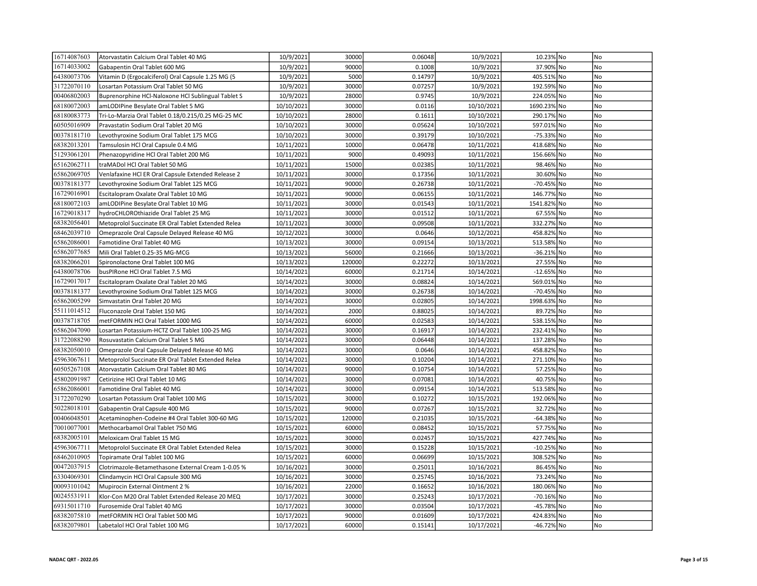| | | | | | | | | |
|---|---|---|---|---|---|---|---|---|
| 16714087603 | Atorvastatin Calcium Oral Tablet 40 MG | 10/9/2021 | 30000 | 0.06048 | 10/9/2021 | 10.23% | No | No |
| 16714033002 | Gabapentin Oral Tablet 600 MG | 10/9/2021 | 90000 | 0.1008 | 10/9/2021 | 37.90% | No | No |
| 64380073706 | Vitamin D (Ergocalciferol) Oral Capsule 1.25 MG (5 | 10/9/2021 | 5000 | 0.14797 | 10/9/2021 | 405.51% | No | No |
| 31722070110 | Losartan Potassium Oral Tablet 50 MG | 10/9/2021 | 30000 | 0.07257 | 10/9/2021 | 192.59% | No | No |
| 00406802003 | Buprenorphine HCl-Naloxone HCl Sublingual Tablet S | 10/9/2021 | 28000 | 0.9745 | 10/9/2021 | 224.05% | No | No |
| 68180072003 | amLODIPine Besylate Oral Tablet 5 MG | 10/10/2021 | 30000 | 0.0116 | 10/10/2021 | 1690.23% | No | No |
| 68180083773 | Tri-Lo-Marzia Oral Tablet 0.18/0.215/0.25 MG-25 MC | 10/10/2021 | 28000 | 0.1611 | 10/10/2021 | 290.17% | No | No |
| 60505016909 | Pravastatin Sodium Oral Tablet 20 MG | 10/10/2021 | 30000 | 0.05624 | 10/10/2021 | 597.01% | No | No |
| 00378181710 | Levothyroxine Sodium Oral Tablet 175 MCG | 10/10/2021 | 30000 | 0.39179 | 10/10/2021 | -75.33% | No | No |
| 68382013201 | Tamsulosin HCl Oral Capsule 0.4 MG | 10/11/2021 | 10000 | 0.06478 | 10/11/2021 | 418.68% | No | No |
| 51293061201 | Phenazopyridine HCl Oral Tablet 200 MG | 10/11/2021 | 9000 | 0.49093 | 10/11/2021 | 156.66% | No | No |
| 65162062711 | traMADol HCl Oral Tablet 50 MG | 10/11/2021 | 15000 | 0.02385 | 10/11/2021 | 98.46% | No | No |
| 65862069705 | Venlafaxine HCl ER Oral Capsule Extended Release 2 | 10/11/2021 | 30000 | 0.17356 | 10/11/2021 | 30.60% | No | No |
| 00378181377 | Levothyroxine Sodium Oral Tablet 125 MCG | 10/11/2021 | 90000 | 0.26738 | 10/11/2021 | -70.45% | No | No |
| 16729016901 | Escitalopram Oxalate Oral Tablet 10 MG | 10/11/2021 | 90000 | 0.06155 | 10/11/2021 | 146.77% | No | No |
| 68180072103 | amLODIPine Besylate Oral Tablet 10 MG | 10/11/2021 | 30000 | 0.01543 | 10/11/2021 | 1541.82% | No | No |
| 16729018317 | hydroCHLOROthiazide Oral Tablet 25 MG | 10/11/2021 | 30000 | 0.01512 | 10/11/2021 | 67.55% | No | No |
| 68382056401 | Metoprolol Succinate ER Oral Tablet Extended Relea | 10/11/2021 | 30000 | 0.09508 | 10/11/2021 | 332.27% | No | No |
| 68462039710 | Omeprazole Oral Capsule Delayed Release 40 MG | 10/12/2021 | 30000 | 0.0646 | 10/12/2021 | 458.82% | No | No |
| 65862086001 | Famotidine Oral Tablet 40 MG | 10/13/2021 | 30000 | 0.09154 | 10/13/2021 | 513.58% | No | No |
| 65862077685 | Mili Oral Tablet 0.25-35 MG-MCG | 10/13/2021 | 56000 | 0.21666 | 10/13/2021 | -36.21% | No | No |
| 68382066201 | Spironolactone Oral Tablet 100 MG | 10/13/2021 | 120000 | 0.22272 | 10/13/2021 | 27.55% | No | No |
| 64380078706 | busPIRone HCl Oral Tablet 7.5 MG | 10/14/2021 | 60000 | 0.21714 | 10/14/2021 | -12.65% | No | No |
| 16729017017 | Escitalopram Oxalate Oral Tablet 20 MG | 10/14/2021 | 30000 | 0.08824 | 10/14/2021 | 569.01% | No | No |
| 00378181377 | Levothyroxine Sodium Oral Tablet 125 MCG | 10/14/2021 | 30000 | 0.26738 | 10/14/2021 | -70.45% | No | No |
| 65862005299 | Simvastatin Oral Tablet 20 MG | 10/14/2021 | 30000 | 0.02805 | 10/14/2021 | 1998.63% | No | No |
| 55111014512 | Fluconazole Oral Tablet 150 MG | 10/14/2021 | 2000 | 0.88025 | 10/14/2021 | 89.72% | No | No |
| 00378718705 | metFORMIN HCl Oral Tablet 1000 MG | 10/14/2021 | 60000 | 0.02583 | 10/14/2021 | 538.15% | No | No |
| 65862047090 | Losartan Potassium-HCTZ Oral Tablet 100-25 MG | 10/14/2021 | 30000 | 0.16917 | 10/14/2021 | 232.41% | No | No |
| 31722088290 | Rosuvastatin Calcium Oral Tablet 5 MG | 10/14/2021 | 30000 | 0.06448 | 10/14/2021 | 137.28% | No | No |
| 68382050010 | Omeprazole Oral Capsule Delayed Release 40 MG | 10/14/2021 | 30000 | 0.0646 | 10/14/2021 | 458.82% | No | No |
| 45963067611 | Metoprolol Succinate ER Oral Tablet Extended Relea | 10/14/2021 | 30000 | 0.10204 | 10/14/2021 | 271.10% | No | No |
| 60505267108 | Atorvastatin Calcium Oral Tablet 80 MG | 10/14/2021 | 90000 | 0.10754 | 10/14/2021 | 57.25% | No | No |
| 45802091987 | Cetirizine HCl Oral Tablet 10 MG | 10/14/2021 | 30000 | 0.07081 | 10/14/2021 | 40.75% | No | No |
| 65862086001 | Famotidine Oral Tablet 40 MG | 10/14/2021 | 30000 | 0.09154 | 10/14/2021 | 513.58% | No | No |
| 31722070290 | Losartan Potassium Oral Tablet 100 MG | 10/15/2021 | 30000 | 0.10272 | 10/15/2021 | 192.06% | No | No |
| 50228018101 | Gabapentin Oral Capsule 400 MG | 10/15/2021 | 90000 | 0.07267 | 10/15/2021 | 32.72% | No | No |
| 00406048501 | Acetaminophen-Codeine #4 Oral Tablet 300-60 MG | 10/15/2021 | 120000 | 0.21035 | 10/15/2021 | -64.38% | No | No |
| 70010077001 | Methocarbamol Oral Tablet 750 MG | 10/15/2021 | 60000 | 0.08452 | 10/15/2021 | 57.75% | No | No |
| 68382005101 | Meloxicam Oral Tablet 15 MG | 10/15/2021 | 30000 | 0.02457 | 10/15/2021 | 427.74% | No | No |
| 45963067711 | Metoprolol Succinate ER Oral Tablet Extended Relea | 10/15/2021 | 30000 | 0.15228 | 10/15/2021 | -10.25% | No | No |
| 68462010905 | Topiramate Oral Tablet 100 MG | 10/15/2021 | 60000 | 0.06699 | 10/15/2021 | 308.52% | No | No |
| 00472037915 | Clotrimazole-Betamethasone External Cream 1-0.05 % | 10/16/2021 | 30000 | 0.25011 | 10/16/2021 | 86.45% | No | No |
| 63304069301 | Clindamycin HCl Oral Capsule 300 MG | 10/16/2021 | 30000 | 0.25745 | 10/16/2021 | 73.24% | No | No |
| 00093101042 | Mupirocin External Ointment 2 % | 10/16/2021 | 22000 | 0.16652 | 10/16/2021 | 180.06% | No | No |
| 00245531911 | Klor-Con M20 Oral Tablet Extended Release 20 MEQ | 10/17/2021 | 30000 | 0.25243 | 10/17/2021 | -70.16% | No | No |
| 69315011710 | Furosemide Oral Tablet 40 MG | 10/17/2021 | 30000 | 0.03504 | 10/17/2021 | -45.78% | No | No |
| 68382075810 | metFORMIN HCl Oral Tablet 500 MG | 10/17/2021 | 90000 | 0.01609 | 10/17/2021 | 424.83% | No | No |
| 68382079801 | Labetalol HCl Oral Tablet 100 MG | 10/17/2021 | 60000 | 0.15141 | 10/17/2021 | -46.72% | No | No |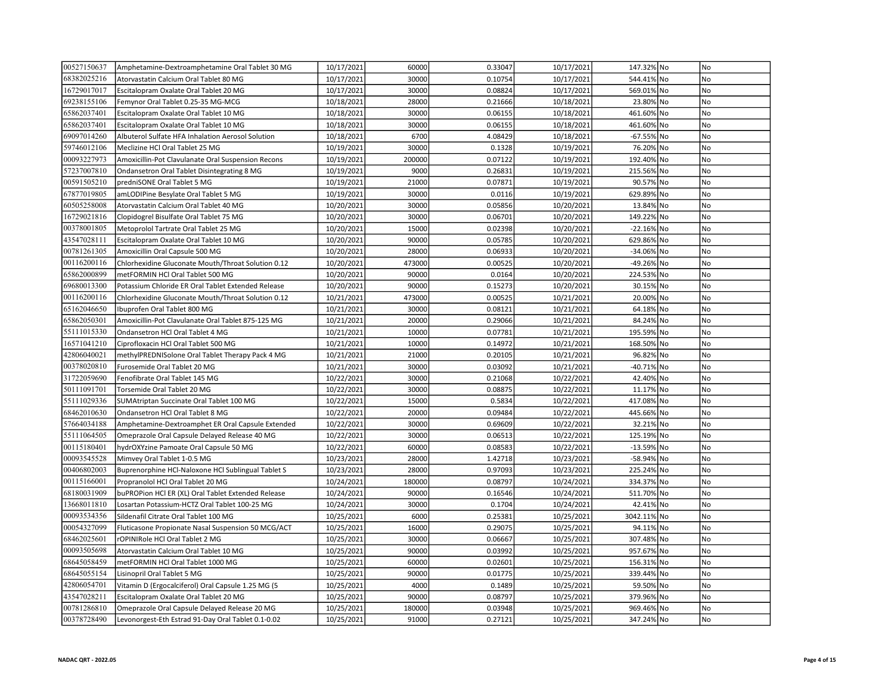| | | | | | | | | |
|---|---|---|---|---|---|---|---|---|
| 00527150637 | Amphetamine-Dextroamphetamine Oral Tablet 30 MG | 10/17/2021 | 60000 | 0.33047 | 10/17/2021 | 147.32% | No | No |
| 68382025216 | Atorvastatin Calcium Oral Tablet 80 MG | 10/17/2021 | 30000 | 0.10754 | 10/17/2021 | 544.41% | No | No |
| 16729017017 | Escitalopram Oxalate Oral Tablet 20 MG | 10/17/2021 | 30000 | 0.08824 | 10/17/2021 | 569.01% | No | No |
| 69238155106 | Femynor Oral Tablet 0.25-35 MG-MCG | 10/18/2021 | 28000 | 0.21666 | 10/18/2021 | 23.80% | No | No |
| 65862037401 | Escitalopram Oxalate Oral Tablet 10 MG | 10/18/2021 | 30000 | 0.06155 | 10/18/2021 | 461.60% | No | No |
| 65862037401 | Escitalopram Oxalate Oral Tablet 10 MG | 10/18/2021 | 30000 | 0.06155 | 10/18/2021 | 461.60% | No | No |
| 69097014260 | Albuterol Sulfate HFA Inhalation Aerosol Solution | 10/18/2021 | 6700 | 4.08429 | 10/18/2021 | -67.55% | No | No |
| 59746012106 | Meclizine HCl Oral Tablet 25 MG | 10/19/2021 | 30000 | 0.1328 | 10/19/2021 | 76.20% | No | No |
| 00093227973 | Amoxicillin-Pot Clavulanate Oral Suspension Recons | 10/19/2021 | 200000 | 0.07122 | 10/19/2021 | 192.40% | No | No |
| 57237007810 | Ondansetron Oral Tablet Disintegrating 8 MG | 10/19/2021 | 9000 | 0.26831 | 10/19/2021 | 215.56% | No | No |
| 00591505210 | predniSONE Oral Tablet 5 MG | 10/19/2021 | 21000 | 0.07871 | 10/19/2021 | 90.57% | No | No |
| 67877019805 | amLODIPine Besylate Oral Tablet 5 MG | 10/19/2021 | 30000 | 0.0116 | 10/19/2021 | 629.89% | No | No |
| 60505258008 | Atorvastatin Calcium Oral Tablet 40 MG | 10/20/2021 | 30000 | 0.05856 | 10/20/2021 | 13.84% | No | No |
| 16729021816 | Clopidogrel Bisulfate Oral Tablet 75 MG | 10/20/2021 | 30000 | 0.06701 | 10/20/2021 | 149.22% | No | No |
| 00378001805 | Metoprolol Tartrate Oral Tablet 25 MG | 10/20/2021 | 15000 | 0.02398 | 10/20/2021 | -22.16% | No | No |
| 43547028111 | Escitalopram Oxalate Oral Tablet 10 MG | 10/20/2021 | 90000 | 0.05785 | 10/20/2021 | 629.86% | No | No |
| 00781261305 | Amoxicillin Oral Capsule 500 MG | 10/20/2021 | 28000 | 0.06933 | 10/20/2021 | -34.06% | No | No |
| 00116200116 | Chlorhexidine Gluconate Mouth/Throat Solution 0.12 | 10/20/2021 | 473000 | 0.00525 | 10/20/2021 | -49.26% | No | No |
| 65862000899 | metFORMIN HCl Oral Tablet 500 MG | 10/20/2021 | 90000 | 0.0164 | 10/20/2021 | 224.53% | No | No |
| 69680013300 | Potassium Chloride ER Oral Tablet Extended Release | 10/20/2021 | 90000 | 0.15273 | 10/20/2021 | 30.15% | No | No |
| 00116200116 | Chlorhexidine Gluconate Mouth/Throat Solution 0.12 | 10/21/2021 | 473000 | 0.00525 | 10/21/2021 | 20.00% | No | No |
| 65162046650 | Ibuprofen Oral Tablet 800 MG | 10/21/2021 | 30000 | 0.08121 | 10/21/2021 | 64.18% | No | No |
| 65862050301 | Amoxicillin-Pot Clavulanate Oral Tablet 875-125 MG | 10/21/2021 | 20000 | 0.29066 | 10/21/2021 | 84.24% | No | No |
| 55111015330 | Ondansetron HCl Oral Tablet 4 MG | 10/21/2021 | 10000 | 0.07781 | 10/21/2021 | 195.59% | No | No |
| 16571041210 | Ciprofloxacin HCl Oral Tablet 500 MG | 10/21/2021 | 10000 | 0.14972 | 10/21/2021 | 168.50% | No | No |
| 42806040021 | methylPREDNISolone Oral Tablet Therapy Pack 4 MG | 10/21/2021 | 21000 | 0.20105 | 10/21/2021 | 96.82% | No | No |
| 00378020810 | Furosemide Oral Tablet 20 MG | 10/21/2021 | 30000 | 0.03092 | 10/21/2021 | -40.71% | No | No |
| 31722059690 | Fenofibrate Oral Tablet 145 MG | 10/22/2021 | 30000 | 0.21068 | 10/22/2021 | 42.40% | No | No |
| 50111091701 | Torsemide Oral Tablet 20 MG | 10/22/2021 | 30000 | 0.08875 | 10/22/2021 | 11.17% | No | No |
| 55111029336 | SUMAtriptan Succinate Oral Tablet 100 MG | 10/22/2021 | 15000 | 0.5834 | 10/22/2021 | 417.08% | No | No |
| 68462010630 | Ondansetron HCl Oral Tablet 8 MG | 10/22/2021 | 20000 | 0.09484 | 10/22/2021 | 445.66% | No | No |
| 57664034188 | Amphetamine-Dextroamphet ER Oral Capsule Extended | 10/22/2021 | 30000 | 0.69609 | 10/22/2021 | 32.21% | No | No |
| 55111064505 | Omeprazole Oral Capsule Delayed Release 40 MG | 10/22/2021 | 30000 | 0.06513 | 10/22/2021 | 125.19% | No | No |
| 00115180401 | hydrOXYzine Pamoate Oral Capsule 50 MG | 10/22/2021 | 60000 | 0.08583 | 10/22/2021 | -13.59% | No | No |
| 00093545528 | Mimvey Oral Tablet 1-0.5 MG | 10/23/2021 | 28000 | 1.42718 | 10/23/2021 | -58.94% | No | No |
| 00406802003 | Buprenorphine HCl-Naloxone HCl Sublingual Tablet S | 10/23/2021 | 28000 | 0.97093 | 10/23/2021 | 225.24% | No | No |
| 00115166001 | Propranolol HCl Oral Tablet 20 MG | 10/24/2021 | 180000 | 0.08797 | 10/24/2021 | 334.37% | No | No |
| 68180031909 | buPROPion HCl ER (XL) Oral Tablet Extended Release | 10/24/2021 | 90000 | 0.16546 | 10/24/2021 | 511.70% | No | No |
| 13668011810 | Losartan Potassium-HCTZ Oral Tablet 100-25 MG | 10/24/2021 | 30000 | 0.1704 | 10/24/2021 | 42.41% | No | No |
| 00093534356 | Sildenafil Citrate Oral Tablet 100 MG | 10/25/2021 | 6000 | 0.25381 | 10/25/2021 | 3042.11% | No | No |
| 00054327099 | Fluticasone Propionate Nasal Suspension 50 MCG/ACT | 10/25/2021 | 16000 | 0.29075 | 10/25/2021 | 94.11% | No | No |
| 68462025601 | rOPINIRole HCl Oral Tablet 2 MG | 10/25/2021 | 30000 | 0.06667 | 10/25/2021 | 307.48% | No | No |
| 00093505698 | Atorvastatin Calcium Oral Tablet 10 MG | 10/25/2021 | 90000 | 0.03992 | 10/25/2021 | 957.67% | No | No |
| 68645058459 | metFORMIN HCl Oral Tablet 1000 MG | 10/25/2021 | 60000 | 0.02601 | 10/25/2021 | 156.31% | No | No |
| 68645055154 | Lisinopril Oral Tablet 5 MG | 10/25/2021 | 90000 | 0.01775 | 10/25/2021 | 339.44% | No | No |
| 42806054701 | Vitamin D (Ergocalciferol) Oral Capsule 1.25 MG (5 | 10/25/2021 | 4000 | 0.1489 | 10/25/2021 | 59.50% | No | No |
| 43547028211 | Escitalopram Oxalate Oral Tablet 20 MG | 10/25/2021 | 90000 | 0.08797 | 10/25/2021 | 379.96% | No | No |
| 00781286810 | Omeprazole Oral Capsule Delayed Release 20 MG | 10/25/2021 | 180000 | 0.03948 | 10/25/2021 | 969.46% | No | No |
| 00378728490 | Levonorgest-Eth Estrad 91-Day Oral Tablet 0.1-0.02 | 10/25/2021 | 91000 | 0.27121 | 10/25/2021 | 347.24% | No | No |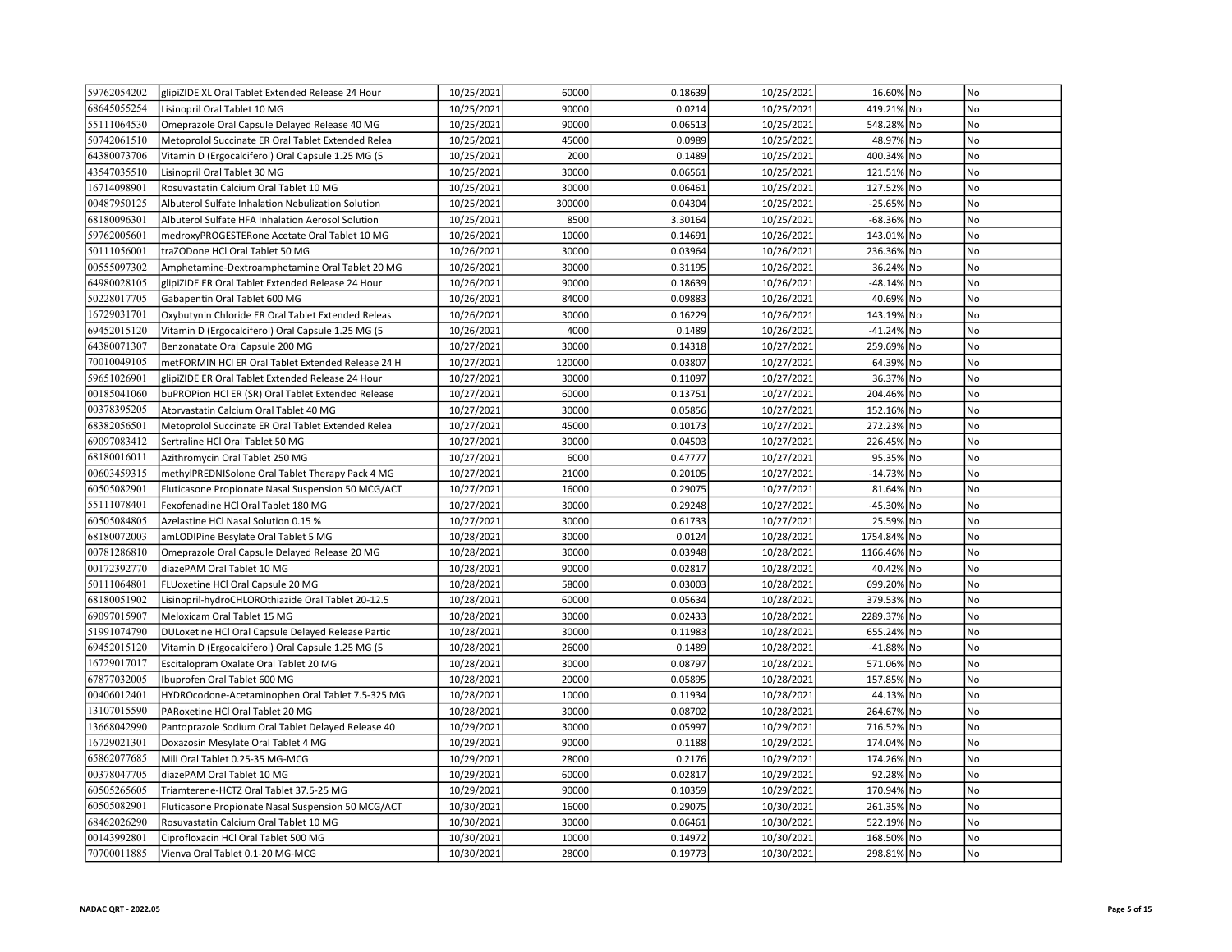| | | | | | | | | |
|---|---|---|---|---|---|---|---|---|
| 59762054202 | glipiZIDE XL Oral Tablet Extended Release 24 Hour | 10/25/2021 | 60000 | 0.18639 | 10/25/2021 | 16.60% | No | No |
| 68645055254 | Lisinopril Oral Tablet 10 MG | 10/25/2021 | 90000 | 0.0214 | 10/25/2021 | 419.21% | No | No |
| 55111064530 | Omeprazole Oral Capsule Delayed Release 40 MG | 10/25/2021 | 90000 | 0.06513 | 10/25/2021 | 548.28% | No | No |
| 50742061510 | Metoprolol Succinate ER Oral Tablet Extended Relea | 10/25/2021 | 45000 | 0.0989 | 10/25/2021 | 48.97% | No | No |
| 64380073706 | Vitamin D (Ergocalciferol) Oral Capsule 1.25 MG (5 | 10/25/2021 | 2000 | 0.1489 | 10/25/2021 | 400.34% | No | No |
| 43547035510 | Lisinopril Oral Tablet 30 MG | 10/25/2021 | 30000 | 0.06561 | 10/25/2021 | 121.51% | No | No |
| 16714098901 | Rosuvastatin Calcium Oral Tablet 10 MG | 10/25/2021 | 30000 | 0.06461 | 10/25/2021 | 127.52% | No | No |
| 00487950125 | Albuterol Sulfate Inhalation Nebulization Solution | 10/25/2021 | 300000 | 0.04304 | 10/25/2021 | -25.65% | No | No |
| 68180096301 | Albuterol Sulfate HFA Inhalation Aerosol Solution | 10/25/2021 | 8500 | 3.30164 | 10/25/2021 | -68.36% | No | No |
| 59762005601 | medroxyPROGESTERone Acetate Oral Tablet 10 MG | 10/26/2021 | 10000 | 0.14691 | 10/26/2021 | 143.01% | No | No |
| 50111056001 | traZODone HCl Oral Tablet 50 MG | 10/26/2021 | 30000 | 0.03964 | 10/26/2021 | 236.36% | No | No |
| 00555097302 | Amphetamine-Dextroamphetamine Oral Tablet 20 MG | 10/26/2021 | 30000 | 0.31195 | 10/26/2021 | 36.24% | No | No |
| 64980028105 | glipiZIDE ER Oral Tablet Extended Release 24 Hour | 10/26/2021 | 90000 | 0.18639 | 10/26/2021 | -48.14% | No | No |
| 50228017705 | Gabapentin Oral Tablet 600 MG | 10/26/2021 | 84000 | 0.09883 | 10/26/2021 | 40.69% | No | No |
| 16729031701 | Oxybutynin Chloride ER Oral Tablet Extended Releas | 10/26/2021 | 30000 | 0.16229 | 10/26/2021 | 143.19% | No | No |
| 69452015120 | Vitamin D (Ergocalciferol) Oral Capsule 1.25 MG (5 | 10/26/2021 | 4000 | 0.1489 | 10/26/2021 | -41.24% | No | No |
| 64380071307 | Benzonatate Oral Capsule 200 MG | 10/27/2021 | 30000 | 0.14318 | 10/27/2021 | 259.69% | No | No |
| 70010049105 | metFORMIN HCl ER Oral Tablet Extended Release 24 H | 10/27/2021 | 120000 | 0.03807 | 10/27/2021 | 64.39% | No | No |
| 59651026901 | glipiZIDE ER Oral Tablet Extended Release 24 Hour | 10/27/2021 | 30000 | 0.11097 | 10/27/2021 | 36.37% | No | No |
| 00185041060 | buPROPion HCl ER (SR) Oral Tablet Extended Release | 10/27/2021 | 60000 | 0.13751 | 10/27/2021 | 204.46% | No | No |
| 00378395205 | Atorvastatin Calcium Oral Tablet 40 MG | 10/27/2021 | 30000 | 0.05856 | 10/27/2021 | 152.16% | No | No |
| 68382056501 | Metoprolol Succinate ER Oral Tablet Extended Relea | 10/27/2021 | 45000 | 0.10173 | 10/27/2021 | 272.23% | No | No |
| 69097083412 | Sertraline HCl Oral Tablet 50 MG | 10/27/2021 | 30000 | 0.04503 | 10/27/2021 | 226.45% | No | No |
| 68180016011 | Azithromycin Oral Tablet 250 MG | 10/27/2021 | 6000 | 0.47777 | 10/27/2021 | 95.35% | No | No |
| 00603459315 | methylPREDNISolone Oral Tablet Therapy Pack 4 MG | 10/27/2021 | 21000 | 0.20105 | 10/27/2021 | -14.73% | No | No |
| 60505082901 | Fluticasone Propionate Nasal Suspension 50 MCG/ACT | 10/27/2021 | 16000 | 0.29075 | 10/27/2021 | 81.64% | No | No |
| 55111078401 | Fexofenadine HCl Oral Tablet 180 MG | 10/27/2021 | 30000 | 0.29248 | 10/27/2021 | -45.30% | No | No |
| 60505084805 | Azelastine HCl Nasal Solution 0.15 % | 10/27/2021 | 30000 | 0.61733 | 10/27/2021 | 25.59% | No | No |
| 68180072003 | amLODIPine Besylate Oral Tablet 5 MG | 10/28/2021 | 30000 | 0.0124 | 10/28/2021 | 1754.84% | No | No |
| 00781286810 | Omeprazole Oral Capsule Delayed Release 20 MG | 10/28/2021 | 30000 | 0.03948 | 10/28/2021 | 1166.46% | No | No |
| 00172392770 | diazePAM Oral Tablet 10 MG | 10/28/2021 | 90000 | 0.02817 | 10/28/2021 | 40.42% | No | No |
| 50111064801 | FLUoxetine HCl Oral Capsule 20 MG | 10/28/2021 | 58000 | 0.03003 | 10/28/2021 | 699.20% | No | No |
| 68180051902 | Lisinopril-hydroCHLOROthiazide Oral Tablet 20-12.5 | 10/28/2021 | 60000 | 0.05634 | 10/28/2021 | 379.53% | No | No |
| 69097015907 | Meloxicam Oral Tablet 15 MG | 10/28/2021 | 30000 | 0.02433 | 10/28/2021 | 2289.37% | No | No |
| 51991074790 | DULoxetine HCl Oral Capsule Delayed Release Partic | 10/28/2021 | 30000 | 0.11983 | 10/28/2021 | 655.24% | No | No |
| 69452015120 | Vitamin D (Ergocalciferol) Oral Capsule 1.25 MG (5 | 10/28/2021 | 26000 | 0.1489 | 10/28/2021 | -41.88% | No | No |
| 16729017017 | Escitalopram Oxalate Oral Tablet 20 MG | 10/28/2021 | 30000 | 0.08797 | 10/28/2021 | 571.06% | No | No |
| 67877032005 | Ibuprofen Oral Tablet 600 MG | 10/28/2021 | 20000 | 0.05895 | 10/28/2021 | 157.85% | No | No |
| 00406012401 | HYDROcodone-Acetaminophen Oral Tablet 7.5-325 MG | 10/28/2021 | 10000 | 0.11934 | 10/28/2021 | 44.13% | No | No |
| 13107015590 | PARoxetine HCl Oral Tablet 20 MG | 10/28/2021 | 30000 | 0.08702 | 10/28/2021 | 264.67% | No | No |
| 13668042990 | Pantoprazole Sodium Oral Tablet Delayed Release 40 | 10/29/2021 | 30000 | 0.05997 | 10/29/2021 | 716.52% | No | No |
| 16729021301 | Doxazosin Mesylate Oral Tablet 4 MG | 10/29/2021 | 90000 | 0.1188 | 10/29/2021 | 174.04% | No | No |
| 65862077685 | Mili Oral Tablet 0.25-35 MG-MCG | 10/29/2021 | 28000 | 0.2176 | 10/29/2021 | 174.26% | No | No |
| 00378047705 | diazePAM Oral Tablet 10 MG | 10/29/2021 | 60000 | 0.02817 | 10/29/2021 | 92.28% | No | No |
| 60505265605 | Triamterene-HCTZ Oral Tablet 37.5-25 MG | 10/29/2021 | 90000 | 0.10359 | 10/29/2021 | 170.94% | No | No |
| 60505082901 | Fluticasone Propionate Nasal Suspension 50 MCG/ACT | 10/30/2021 | 16000 | 0.29075 | 10/30/2021 | 261.35% | No | No |
| 68462026290 | Rosuvastatin Calcium Oral Tablet 10 MG | 10/30/2021 | 30000 | 0.06461 | 10/30/2021 | 522.19% | No | No |
| 00143992801 | Ciprofloxacin HCl Oral Tablet 500 MG | 10/30/2021 | 10000 | 0.14972 | 10/30/2021 | 168.50% | No | No |
| 70700011885 | Vienva Oral Tablet 0.1-20 MG-MCG | 10/30/2021 | 28000 | 0.19773 | 10/30/2021 | 298.81% | No | No |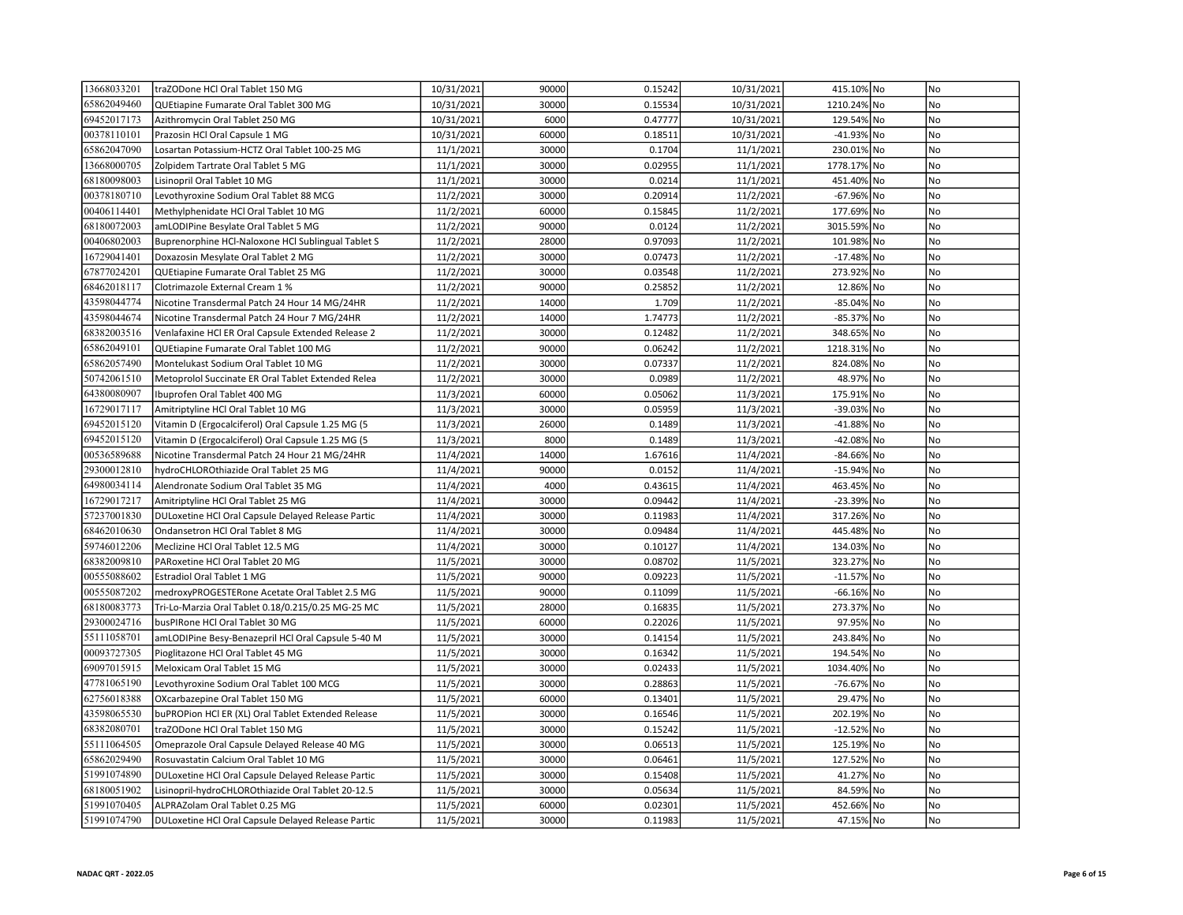| | | | | | | | | |
|---|---|---|---|---|---|---|---|---|
| 13668033201 | traZODone HCl Oral Tablet 150 MG | 10/31/2021 | 90000 | 0.15242 | 10/31/2021 | 415.10% | No | No |
| 65862049460 | QUEtiapine Fumarate Oral Tablet 300 MG | 10/31/2021 | 30000 | 0.15534 | 10/31/2021 | 1210.24% | No | No |
| 69452017173 | Azithromycin Oral Tablet 250 MG | 10/31/2021 | 6000 | 0.47777 | 10/31/2021 | 129.54% | No | No |
| 00378110101 | Prazosin HCl Oral Capsule 1 MG | 10/31/2021 | 60000 | 0.18511 | 10/31/2021 | -41.93% | No | No |
| 65862047090 | Losartan Potassium-HCTZ Oral Tablet 100-25 MG | 11/1/2021 | 30000 | 0.1704 | 11/1/2021 | 230.01% | No | No |
| 13668000705 | Zolpidem Tartrate Oral Tablet 5 MG | 11/1/2021 | 30000 | 0.02955 | 11/1/2021 | 1778.17% | No | No |
| 68180098003 | Lisinopril Oral Tablet 10 MG | 11/1/2021 | 30000 | 0.0214 | 11/1/2021 | 451.40% | No | No |
| 00378180710 | Levothyroxine Sodium Oral Tablet 88 MCG | 11/2/2021 | 30000 | 0.20914 | 11/2/2021 | -67.96% | No | No |
| 00406114401 | Methylphenidate HCl Oral Tablet 10 MG | 11/2/2021 | 60000 | 0.15845 | 11/2/2021 | 177.69% | No | No |
| 68180072003 | amLODIPine Besylate Oral Tablet 5 MG | 11/2/2021 | 90000 | 0.0124 | 11/2/2021 | 3015.59% | No | No |
| 00406802003 | Buprenorphine HCl-Naloxone HCl Sublingual Tablet S | 11/2/2021 | 28000 | 0.97093 | 11/2/2021 | 101.98% | No | No |
| 16729041401 | Doxazosin Mesylate Oral Tablet 2 MG | 11/2/2021 | 30000 | 0.07473 | 11/2/2021 | -17.48% | No | No |
| 67877024201 | QUEtiapine Fumarate Oral Tablet 25 MG | 11/2/2021 | 30000 | 0.03548 | 11/2/2021 | 273.92% | No | No |
| 68462018117 | Clotrimazole External Cream 1 % | 11/2/2021 | 90000 | 0.25852 | 11/2/2021 | 12.86% | No | No |
| 43598044774 | Nicotine Transdermal Patch 24 Hour 14 MG/24HR | 11/2/2021 | 14000 | 1.709 | 11/2/2021 | -85.04% | No | No |
| 43598044674 | Nicotine Transdermal Patch 24 Hour 7 MG/24HR | 11/2/2021 | 14000 | 1.74773 | 11/2/2021 | -85.37% | No | No |
| 68382003516 | Venlafaxine HCl ER Oral Capsule Extended Release 2 | 11/2/2021 | 30000 | 0.12482 | 11/2/2021 | 348.65% | No | No |
| 65862049101 | QUEtiapine Fumarate Oral Tablet 100 MG | 11/2/2021 | 90000 | 0.06242 | 11/2/2021 | 1218.31% | No | No |
| 65862057490 | Montelukast Sodium Oral Tablet 10 MG | 11/2/2021 | 30000 | 0.07337 | 11/2/2021 | 824.08% | No | No |
| 50742061510 | Metoprolol Succinate ER Oral Tablet Extended Relea | 11/2/2021 | 30000 | 0.0989 | 11/2/2021 | 48.97% | No | No |
| 64380080907 | Ibuprofen Oral Tablet 400 MG | 11/3/2021 | 60000 | 0.05062 | 11/3/2021 | 175.91% | No | No |
| 16729017117 | Amitriptyline HCl Oral Tablet 10 MG | 11/3/2021 | 30000 | 0.05959 | 11/3/2021 | -39.03% | No | No |
| 69452015120 | Vitamin D (Ergocalciferol) Oral Capsule 1.25 MG (5 | 11/3/2021 | 26000 | 0.1489 | 11/3/2021 | -41.88% | No | No |
| 69452015120 | Vitamin D (Ergocalciferol) Oral Capsule 1.25 MG (5 | 11/3/2021 | 8000 | 0.1489 | 11/3/2021 | -42.08% | No | No |
| 00536589688 | Nicotine Transdermal Patch 24 Hour 21 MG/24HR | 11/4/2021 | 14000 | 1.67616 | 11/4/2021 | -84.66% | No | No |
| 29300012810 | hydroCHLOROthiazide Oral Tablet 25 MG | 11/4/2021 | 90000 | 0.0152 | 11/4/2021 | -15.94% | No | No |
| 64980034114 | Alendronate Sodium Oral Tablet 35 MG | 11/4/2021 | 4000 | 0.43615 | 11/4/2021 | 463.45% | No | No |
| 16729017217 | Amitriptyline HCl Oral Tablet 25 MG | 11/4/2021 | 30000 | 0.09442 | 11/4/2021 | -23.39% | No | No |
| 57237001830 | DULoxetine HCl Oral Capsule Delayed Release Partic | 11/4/2021 | 30000 | 0.11983 | 11/4/2021 | 317.26% | No | No |
| 68462010630 | Ondansetron HCl Oral Tablet 8 MG | 11/4/2021 | 30000 | 0.09484 | 11/4/2021 | 445.48% | No | No |
| 59746012206 | Meclizine HCl Oral Tablet 12.5 MG | 11/4/2021 | 30000 | 0.10127 | 11/4/2021 | 134.03% | No | No |
| 68382009810 | PARoxetine HCl Oral Tablet 20 MG | 11/5/2021 | 30000 | 0.08702 | 11/5/2021 | 323.27% | No | No |
| 00555088602 | Estradiol Oral Tablet 1 MG | 11/5/2021 | 90000 | 0.09223 | 11/5/2021 | -11.57% | No | No |
| 00555087202 | medroxyPROGESTERone Acetate Oral Tablet 2.5 MG | 11/5/2021 | 90000 | 0.11099 | 11/5/2021 | -66.16% | No | No |
| 68180083773 | Tri-Lo-Marzia Oral Tablet 0.18/0.215/0.25 MG-25 MC | 11/5/2021 | 28000 | 0.16835 | 11/5/2021 | 273.37% | No | No |
| 29300024716 | busPIRone HCl Oral Tablet 30 MG | 11/5/2021 | 60000 | 0.22026 | 11/5/2021 | 97.95% | No | No |
| 55111058701 | amLODIPine Besy-Benazepril HCl Oral Capsule 5-40 M | 11/5/2021 | 30000 | 0.14154 | 11/5/2021 | 243.84% | No | No |
| 00093727305 | Pioglitazone HCl Oral Tablet 45 MG | 11/5/2021 | 30000 | 0.16342 | 11/5/2021 | 194.54% | No | No |
| 69097015915 | Meloxicam Oral Tablet 15 MG | 11/5/2021 | 30000 | 0.02433 | 11/5/2021 | 1034.40% | No | No |
| 47781065190 | Levothyroxine Sodium Oral Tablet 100 MCG | 11/5/2021 | 30000 | 0.28863 | 11/5/2021 | -76.67% | No | No |
| 62756018388 | OXcarbazepine Oral Tablet 150 MG | 11/5/2021 | 60000 | 0.13401 | 11/5/2021 | 29.47% | No | No |
| 43598065530 | buPROPion HCl ER (XL) Oral Tablet Extended Release | 11/5/2021 | 30000 | 0.16546 | 11/5/2021 | 202.19% | No | No |
| 68382080701 | traZODone HCl Oral Tablet 150 MG | 11/5/2021 | 30000 | 0.15242 | 11/5/2021 | -12.52% | No | No |
| 55111064505 | Omeprazole Oral Capsule Delayed Release 40 MG | 11/5/2021 | 30000 | 0.06513 | 11/5/2021 | 125.19% | No | No |
| 65862029490 | Rosuvastatin Calcium Oral Tablet 10 MG | 11/5/2021 | 30000 | 0.06461 | 11/5/2021 | 127.52% | No | No |
| 51991074890 | DULoxetine HCl Oral Capsule Delayed Release Partic | 11/5/2021 | 30000 | 0.15408 | 11/5/2021 | 41.27% | No | No |
| 68180051902 | Lisinopril-hydroCHLOROthiazide Oral Tablet 20-12.5 | 11/5/2021 | 30000 | 0.05634 | 11/5/2021 | 84.59% | No | No |
| 51991070405 | ALPRAZolam Oral Tablet 0.25 MG | 11/5/2021 | 60000 | 0.02301 | 11/5/2021 | 452.66% | No | No |
| 51991074790 | DULoxetine HCl Oral Capsule Delayed Release Partic | 11/5/2021 | 30000 | 0.11983 | 11/5/2021 | 47.15% | No | No |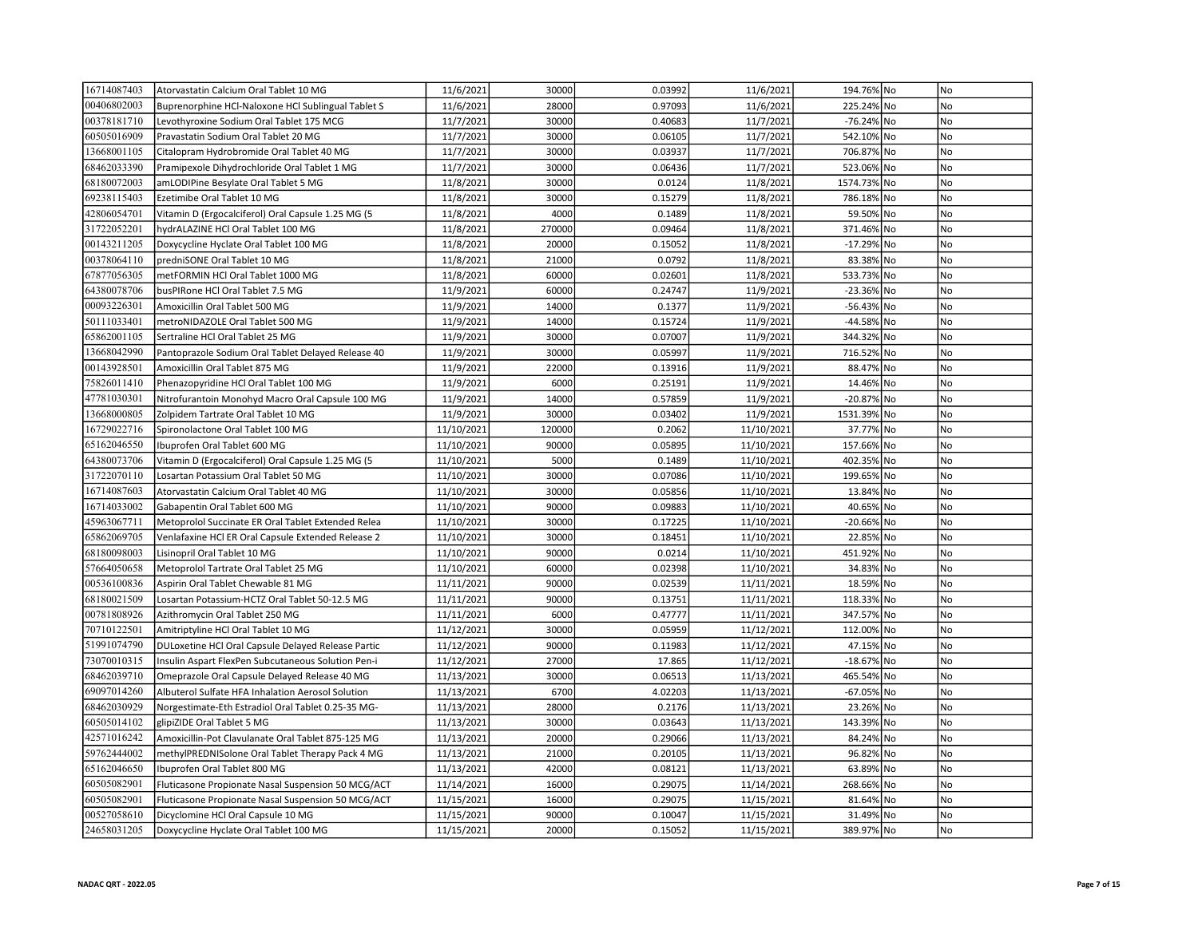| | | | | | | | | |
|---|---|---|---|---|---|---|---|---|
| 16714087403 | Atorvastatin Calcium Oral Tablet 10 MG | 11/6/2021 | 30000 | 0.03992 | 11/6/2021 | 194.76% | No | No |
| 00406802003 | Buprenorphine HCl-Naloxone HCl Sublingual Tablet S | 11/6/2021 | 28000 | 0.97093 | 11/6/2021 | 225.24% | No | No |
| 00378181710 | Levothyroxine Sodium Oral Tablet 175 MCG | 11/7/2021 | 30000 | 0.40683 | 11/7/2021 | -76.24% | No | No |
| 60505016909 | Pravastatin Sodium Oral Tablet 20 MG | 11/7/2021 | 30000 | 0.06105 | 11/7/2021 | 542.10% | No | No |
| 13668001105 | Citalopram Hydrobromide Oral Tablet 40 MG | 11/7/2021 | 30000 | 0.03937 | 11/7/2021 | 706.87% | No | No |
| 68462033390 | Pramipexole Dihydrochloride Oral Tablet 1 MG | 11/7/2021 | 30000 | 0.06436 | 11/7/2021 | 523.06% | No | No |
| 68180072003 | amLODIPine Besylate Oral Tablet 5 MG | 11/8/2021 | 30000 | 0.0124 | 11/8/2021 | 1574.73% | No | No |
| 69238115403 | Ezetimibe Oral Tablet 10 MG | 11/8/2021 | 30000 | 0.15279 | 11/8/2021 | 786.18% | No | No |
| 42806054701 | Vitamin D (Ergocalciferol) Oral Capsule 1.25 MG (5 | 11/8/2021 | 4000 | 0.1489 | 11/8/2021 | 59.50% | No | No |
| 31722052201 | hydrALAZINE HCl Oral Tablet 100 MG | 11/8/2021 | 270000 | 0.09464 | 11/8/2021 | 371.46% | No | No |
| 00143211205 | Doxycycline Hyclate Oral Tablet 100 MG | 11/8/2021 | 20000 | 0.15052 | 11/8/2021 | -17.29% | No | No |
| 00378064110 | predniSONE Oral Tablet 10 MG | 11/8/2021 | 21000 | 0.0792 | 11/8/2021 | 83.38% | No | No |
| 67877056305 | metFORMIN HCl Oral Tablet 1000 MG | 11/8/2021 | 60000 | 0.02601 | 11/8/2021 | 533.73% | No | No |
| 64380078706 | busPIRone HCl Oral Tablet 7.5 MG | 11/9/2021 | 60000 | 0.24747 | 11/9/2021 | -23.36% | No | No |
| 00093226301 | Amoxicillin Oral Tablet 500 MG | 11/9/2021 | 14000 | 0.1377 | 11/9/2021 | -56.43% | No | No |
| 50111033401 | metroNIDAZOLE Oral Tablet 500 MG | 11/9/2021 | 14000 | 0.15724 | 11/9/2021 | -44.58% | No | No |
| 65862001105 | Sertraline HCl Oral Tablet 25 MG | 11/9/2021 | 30000 | 0.07007 | 11/9/2021 | 344.32% | No | No |
| 13668042990 | Pantoprazole Sodium Oral Tablet Delayed Release 40 | 11/9/2021 | 30000 | 0.05997 | 11/9/2021 | 716.52% | No | No |
| 00143928501 | Amoxicillin Oral Tablet 875 MG | 11/9/2021 | 22000 | 0.13916 | 11/9/2021 | 88.47% | No | No |
| 75826011410 | Phenazopyridine HCl Oral Tablet 100 MG | 11/9/2021 | 6000 | 0.25191 | 11/9/2021 | 14.46% | No | No |
| 47781030301 | Nitrofurantoin Monohyd Macro Oral Capsule 100 MG | 11/9/2021 | 14000 | 0.57859 | 11/9/2021 | -20.87% | No | No |
| 13668000805 | Zolpidem Tartrate Oral Tablet 10 MG | 11/9/2021 | 30000 | 0.03402 | 11/9/2021 | 1531.39% | No | No |
| 16729022716 | Spironolactone Oral Tablet 100 MG | 11/10/2021 | 120000 | 0.2062 | 11/10/2021 | 37.77% | No | No |
| 65162046550 | Ibuprofen Oral Tablet 600 MG | 11/10/2021 | 90000 | 0.05895 | 11/10/2021 | 157.66% | No | No |
| 64380073706 | Vitamin D (Ergocalciferol) Oral Capsule 1.25 MG (5 | 11/10/2021 | 5000 | 0.1489 | 11/10/2021 | 402.35% | No | No |
| 31722070110 | Losartan Potassium Oral Tablet 50 MG | 11/10/2021 | 30000 | 0.07086 | 11/10/2021 | 199.65% | No | No |
| 16714087603 | Atorvastatin Calcium Oral Tablet 40 MG | 11/10/2021 | 30000 | 0.05856 | 11/10/2021 | 13.84% | No | No |
| 16714033002 | Gabapentin Oral Tablet 600 MG | 11/10/2021 | 90000 | 0.09883 | 11/10/2021 | 40.65% | No | No |
| 45963067711 | Metoprolol Succinate ER Oral Tablet Extended Relea | 11/10/2021 | 30000 | 0.17225 | 11/10/2021 | -20.66% | No | No |
| 65862069705 | Venlafaxine HCl ER Oral Capsule Extended Release 2 | 11/10/2021 | 30000 | 0.18451 | 11/10/2021 | 22.85% | No | No |
| 68180098003 | Lisinopril Oral Tablet 10 MG | 11/10/2021 | 90000 | 0.0214 | 11/10/2021 | 451.92% | No | No |
| 57664050658 | Metoprolol Tartrate Oral Tablet 25 MG | 11/10/2021 | 60000 | 0.02398 | 11/10/2021 | 34.83% | No | No |
| 00536100836 | Aspirin Oral Tablet Chewable 81 MG | 11/11/2021 | 90000 | 0.02539 | 11/11/2021 | 18.59% | No | No |
| 68180021509 | Losartan Potassium-HCTZ Oral Tablet 50-12.5 MG | 11/11/2021 | 90000 | 0.13751 | 11/11/2021 | 118.33% | No | No |
| 00781808926 | Azithromycin Oral Tablet 250 MG | 11/11/2021 | 6000 | 0.47777 | 11/11/2021 | 347.57% | No | No |
| 70710122501 | Amitriptyline HCl Oral Tablet 10 MG | 11/12/2021 | 30000 | 0.05959 | 11/12/2021 | 112.00% | No | No |
| 51991074790 | DULoxetine HCl Oral Capsule Delayed Release Partic | 11/12/2021 | 90000 | 0.11983 | 11/12/2021 | 47.15% | No | No |
| 73070010315 | Insulin Aspart FlexPen Subcutaneous Solution Pen-i | 11/12/2021 | 27000 | 17.865 | 11/12/2021 | -18.67% | No | No |
| 68462039710 | Omeprazole Oral Capsule Delayed Release 40 MG | 11/13/2021 | 30000 | 0.06513 | 11/13/2021 | 465.54% | No | No |
| 69097014260 | Albuterol Sulfate HFA Inhalation Aerosol Solution | 11/13/2021 | 6700 | 4.02203 | 11/13/2021 | -67.05% | No | No |
| 68462030929 | Norgestimate-Eth Estradiol Oral Tablet 0.25-35 MG- | 11/13/2021 | 28000 | 0.2176 | 11/13/2021 | 23.26% | No | No |
| 60505014102 | glipiZIDE Oral Tablet 5 MG | 11/13/2021 | 30000 | 0.03643 | 11/13/2021 | 143.39% | No | No |
| 42571016242 | Amoxicillin-Pot Clavulanate Oral Tablet 875-125 MG | 11/13/2021 | 20000 | 0.29066 | 11/13/2021 | 84.24% | No | No |
| 59762444002 | methylPREDNISolone Oral Tablet Therapy Pack 4 MG | 11/13/2021 | 21000 | 0.20105 | 11/13/2021 | 96.82% | No | No |
| 65162046650 | Ibuprofen Oral Tablet 800 MG | 11/13/2021 | 42000 | 0.08121 | 11/13/2021 | 63.89% | No | No |
| 60505082901 | Fluticasone Propionate Nasal Suspension 50 MCG/ACT | 11/14/2021 | 16000 | 0.29075 | 11/14/2021 | 268.66% | No | No |
| 60505082901 | Fluticasone Propionate Nasal Suspension 50 MCG/ACT | 11/15/2021 | 16000 | 0.29075 | 11/15/2021 | 81.64% | No | No |
| 00527058610 | Dicyclomine HCl Oral Capsule 10 MG | 11/15/2021 | 90000 | 0.10047 | 11/15/2021 | 31.49% | No | No |
| 24658031205 | Doxycycline Hyclate Oral Tablet 100 MG | 11/15/2021 | 20000 | 0.15052 | 11/15/2021 | 389.97% | No | No |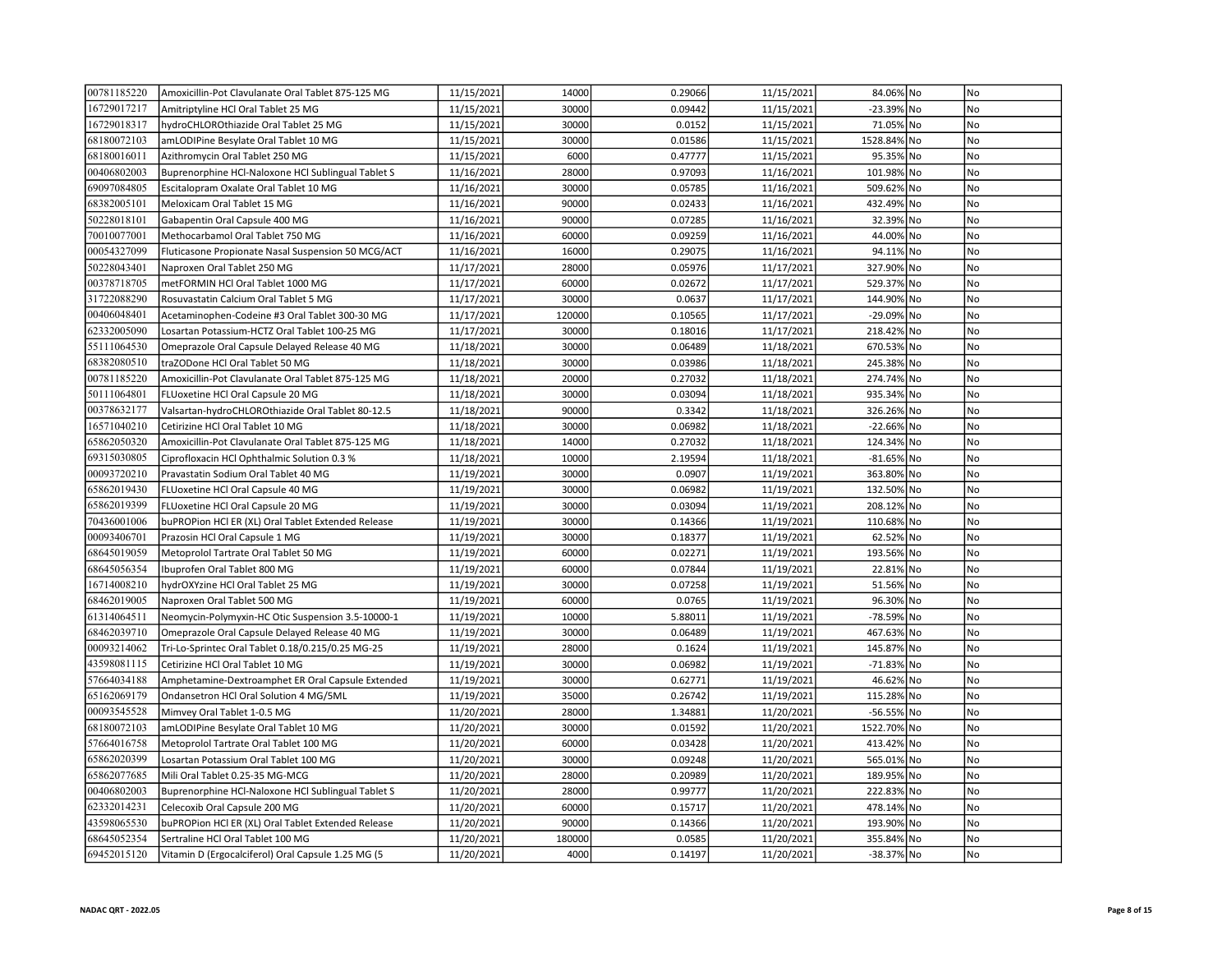| | | | | | | | | |
|---|---|---|---|---|---|---|---|---|
| 00781185220 | Amoxicillin-Pot Clavulanate Oral Tablet 875-125 MG | 11/15/2021 | 14000 | 0.29066 | 11/15/2021 | 84.06% | No | No |
| 16729017217 | Amitriptyline HCl Oral Tablet 25 MG | 11/15/2021 | 30000 | 0.09442 | 11/15/2021 | -23.39% | No | No |
| 16729018317 | hydroCHLOROthiazide Oral Tablet 25 MG | 11/15/2021 | 30000 | 0.0152 | 11/15/2021 | 71.05% | No | No |
| 68180072103 | amLODIPine Besylate Oral Tablet 10 MG | 11/15/2021 | 30000 | 0.01586 | 11/15/2021 | 1528.84% | No | No |
| 68180016011 | Azithromycin Oral Tablet 250 MG | 11/15/2021 | 6000 | 0.47777 | 11/15/2021 | 95.35% | No | No |
| 00406802003 | Buprenorphine HCl-Naloxone HCl Sublingual Tablet S | 11/16/2021 | 28000 | 0.97093 | 11/16/2021 | 101.98% | No | No |
| 69097084805 | Escitalopram Oxalate Oral Tablet 10 MG | 11/16/2021 | 30000 | 0.05785 | 11/16/2021 | 509.62% | No | No |
| 68382005101 | Meloxicam Oral Tablet 15 MG | 11/16/2021 | 90000 | 0.02433 | 11/16/2021 | 432.49% | No | No |
| 50228018101 | Gabapentin Oral Capsule 400 MG | 11/16/2021 | 90000 | 0.07285 | 11/16/2021 | 32.39% | No | No |
| 70010077001 | Methocarbamol Oral Tablet 750 MG | 11/16/2021 | 60000 | 0.09259 | 11/16/2021 | 44.00% | No | No |
| 00054327099 | Fluticasone Propionate Nasal Suspension 50 MCG/ACT | 11/16/2021 | 16000 | 0.29075 | 11/16/2021 | 94.11% | No | No |
| 50228043401 | Naproxen Oral Tablet 250 MG | 11/17/2021 | 28000 | 0.05976 | 11/17/2021 | 327.90% | No | No |
| 00378718705 | metFORMIN HCl Oral Tablet 1000 MG | 11/17/2021 | 60000 | 0.02672 | 11/17/2021 | 529.37% | No | No |
| 31722088290 | Rosuvastatin Calcium Oral Tablet 5 MG | 11/17/2021 | 30000 | 0.0637 | 11/17/2021 | 144.90% | No | No |
| 00406048401 | Acetaminophen-Codeine #3 Oral Tablet 300-30 MG | 11/17/2021 | 120000 | 0.10565 | 11/17/2021 | -29.09% | No | No |
| 62332005090 | Losartan Potassium-HCTZ Oral Tablet 100-25 MG | 11/17/2021 | 30000 | 0.18016 | 11/17/2021 | 218.42% | No | No |
| 55111064530 | Omeprazole Oral Capsule Delayed Release 40 MG | 11/18/2021 | 30000 | 0.06489 | 11/18/2021 | 670.53% | No | No |
| 68382080510 | traZODone HCl Oral Tablet 50 MG | 11/18/2021 | 30000 | 0.03986 | 11/18/2021 | 245.38% | No | No |
| 00781185220 | Amoxicillin-Pot Clavulanate Oral Tablet 875-125 MG | 11/18/2021 | 20000 | 0.27032 | 11/18/2021 | 274.74% | No | No |
| 50111064801 | FLUoxetine HCl Oral Capsule 20 MG | 11/18/2021 | 30000 | 0.03094 | 11/18/2021 | 935.34% | No | No |
| 00378632177 | Valsartan-hydroCHLOROthiazide Oral Tablet 80-12.5 | 11/18/2021 | 90000 | 0.3342 | 11/18/2021 | 326.26% | No | No |
| 16571040210 | Cetirizine HCl Oral Tablet 10 MG | 11/18/2021 | 30000 | 0.06982 | 11/18/2021 | -22.66% | No | No |
| 65862050320 | Amoxicillin-Pot Clavulanate Oral Tablet 875-125 MG | 11/18/2021 | 14000 | 0.27032 | 11/18/2021 | 124.34% | No | No |
| 69315030805 | Ciprofloxacin HCl Ophthalmic Solution 0.3 % | 11/18/2021 | 10000 | 2.19594 | 11/18/2021 | -81.65% | No | No |
| 00093720210 | Pravastatin Sodium Oral Tablet 40 MG | 11/19/2021 | 30000 | 0.0907 | 11/19/2021 | 363.80% | No | No |
| 65862019430 | FLUoxetine HCl Oral Capsule 40 MG | 11/19/2021 | 30000 | 0.06982 | 11/19/2021 | 132.50% | No | No |
| 65862019399 | FLUoxetine HCl Oral Capsule 20 MG | 11/19/2021 | 30000 | 0.03094 | 11/19/2021 | 208.12% | No | No |
| 70436001006 | buPROPion HCl ER (XL) Oral Tablet Extended Release | 11/19/2021 | 30000 | 0.14366 | 11/19/2021 | 110.68% | No | No |
| 00093406701 | Prazosin HCl Oral Capsule 1 MG | 11/19/2021 | 30000 | 0.18377 | 11/19/2021 | 62.52% | No | No |
| 68645019059 | Metoprolol Tartrate Oral Tablet 50 MG | 11/19/2021 | 60000 | 0.02271 | 11/19/2021 | 193.56% | No | No |
| 68645056354 | Ibuprofen Oral Tablet 800 MG | 11/19/2021 | 60000 | 0.07844 | 11/19/2021 | 22.81% | No | No |
| 16714008210 | hydrOXYzine HCl Oral Tablet 25 MG | 11/19/2021 | 30000 | 0.07258 | 11/19/2021 | 51.56% | No | No |
| 68462019005 | Naproxen Oral Tablet 500 MG | 11/19/2021 | 60000 | 0.0765 | 11/19/2021 | 96.30% | No | No |
| 61314064511 | Neomycin-Polymyxin-HC Otic Suspension 3.5-10000-1 | 11/19/2021 | 10000 | 5.88011 | 11/19/2021 | -78.59% | No | No |
| 68462039710 | Omeprazole Oral Capsule Delayed Release 40 MG | 11/19/2021 | 30000 | 0.06489 | 11/19/2021 | 467.63% | No | No |
| 00093214062 | Tri-Lo-Sprintec Oral Tablet 0.18/0.215/0.25 MG-25 | 11/19/2021 | 28000 | 0.1624 | 11/19/2021 | 145.87% | No | No |
| 43598081115 | Cetirizine HCl Oral Tablet 10 MG | 11/19/2021 | 30000 | 0.06982 | 11/19/2021 | -71.83% | No | No |
| 57664034188 | Amphetamine-Dextroamphet ER Oral Capsule Extended | 11/19/2021 | 30000 | 0.62771 | 11/19/2021 | 46.62% | No | No |
| 65162069179 | Ondansetron HCl Oral Solution 4 MG/5ML | 11/19/2021 | 35000 | 0.26742 | 11/19/2021 | 115.28% | No | No |
| 00093545528 | Mimvey Oral Tablet 1-0.5 MG | 11/20/2021 | 28000 | 1.34881 | 11/20/2021 | -56.55% | No | No |
| 68180072103 | amLODIPine Besylate Oral Tablet 10 MG | 11/20/2021 | 30000 | 0.01592 | 11/20/2021 | 1522.70% | No | No |
| 57664016758 | Metoprolol Tartrate Oral Tablet 100 MG | 11/20/2021 | 60000 | 0.03428 | 11/20/2021 | 413.42% | No | No |
| 65862020399 | Losartan Potassium Oral Tablet 100 MG | 11/20/2021 | 30000 | 0.09248 | 11/20/2021 | 565.01% | No | No |
| 65862077685 | Mili Oral Tablet 0.25-35 MG-MCG | 11/20/2021 | 28000 | 0.20989 | 11/20/2021 | 189.95% | No | No |
| 00406802003 | Buprenorphine HCl-Naloxone HCl Sublingual Tablet S | 11/20/2021 | 28000 | 0.99777 | 11/20/2021 | 222.83% | No | No |
| 62332014231 | Celecoxib Oral Capsule 200 MG | 11/20/2021 | 60000 | 0.15717 | 11/20/2021 | 478.14% | No | No |
| 43598065530 | buPROPion HCl ER (XL) Oral Tablet Extended Release | 11/20/2021 | 90000 | 0.14366 | 11/20/2021 | 193.90% | No | No |
| 68645052354 | Sertraline HCl Oral Tablet 100 MG | 11/20/2021 | 180000 | 0.0585 | 11/20/2021 | 355.84% | No | No |
| 69452015120 | Vitamin D (Ergocalciferol) Oral Capsule 1.25 MG (5 | 11/20/2021 | 4000 | 0.14197 | 11/20/2021 | -38.37% | No | No |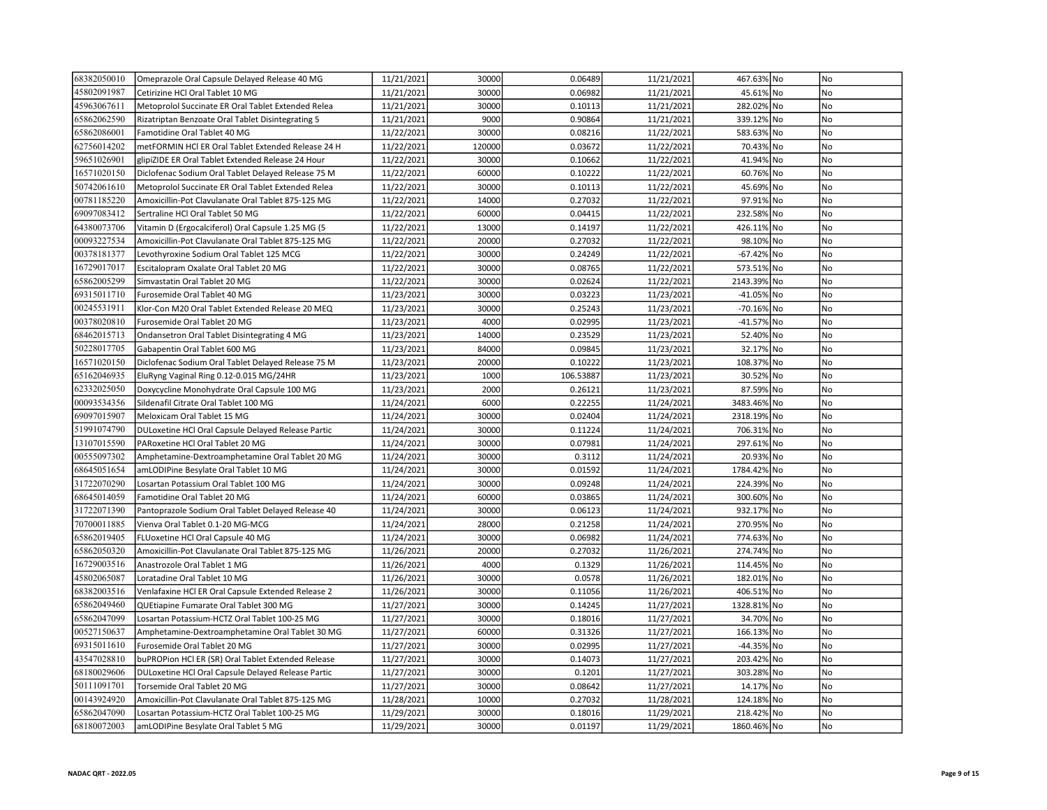| | | | | | | | | |
|---|---|---|---|---|---|---|---|---|
| 68382050010 | Omeprazole Oral Capsule Delayed Release 40 MG | 11/21/2021 | 30000 | 0.06489 | 11/21/2021 | 467.63% | No | No |
| 45802091987 | Cetirizine HCl Oral Tablet 10 MG | 11/21/2021 | 30000 | 0.06982 | 11/21/2021 | 45.61% | No | No |
| 45963067611 | Metoprolol Succinate ER Oral Tablet Extended Relea | 11/21/2021 | 30000 | 0.10113 | 11/21/2021 | 282.02% | No | No |
| 65862062590 | Rizatriptan Benzoate Oral Tablet Disintegrating 5 | 11/21/2021 | 9000 | 0.90864 | 11/21/2021 | 339.12% | No | No |
| 65862086001 | Famotidine Oral Tablet 40 MG | 11/22/2021 | 30000 | 0.08216 | 11/22/2021 | 583.63% | No | No |
| 62756014202 | metFORMIN HCl ER Oral Tablet Extended Release 24 H | 11/22/2021 | 120000 | 0.03672 | 11/22/2021 | 70.43% | No | No |
| 59651026901 | glipiZIDE ER Oral Tablet Extended Release 24 Hour | 11/22/2021 | 30000 | 0.10662 | 11/22/2021 | 41.94% | No | No |
| 16571020150 | Diclofenac Sodium Oral Tablet Delayed Release 75 M | 11/22/2021 | 60000 | 0.10222 | 11/22/2021 | 60.76% | No | No |
| 50742061610 | Metoprolol Succinate ER Oral Tablet Extended Relea | 11/22/2021 | 30000 | 0.10113 | 11/22/2021 | 45.69% | No | No |
| 00781185220 | Amoxicillin-Pot Clavulanate Oral Tablet 875-125 MG | 11/22/2021 | 14000 | 0.27032 | 11/22/2021 | 97.91% | No | No |
| 69097083412 | Sertraline HCl Oral Tablet 50 MG | 11/22/2021 | 60000 | 0.04415 | 11/22/2021 | 232.58% | No | No |
| 64380073706 | Vitamin D (Ergocalciferol) Oral Capsule 1.25 MG (5 | 11/22/2021 | 13000 | 0.14197 | 11/22/2021 | 426.11% | No | No |
| 00093227534 | Amoxicillin-Pot Clavulanate Oral Tablet 875-125 MG | 11/22/2021 | 20000 | 0.27032 | 11/22/2021 | 98.10% | No | No |
| 00378181377 | Levothyroxine Sodium Oral Tablet 125 MCG | 11/22/2021 | 30000 | 0.24249 | 11/22/2021 | -67.42% | No | No |
| 16729017017 | Escitalopram Oxalate Oral Tablet 20 MG | 11/22/2021 | 30000 | 0.08765 | 11/22/2021 | 573.51% | No | No |
| 65862005299 | Simvastatin Oral Tablet 20 MG | 11/22/2021 | 30000 | 0.02624 | 11/22/2021 | 2143.39% | No | No |
| 69315011710 | Furosemide Oral Tablet 40 MG | 11/23/2021 | 30000 | 0.03223 | 11/23/2021 | -41.05% | No | No |
| 00245531911 | Klor-Con M20 Oral Tablet Extended Release 20 MEQ | 11/23/2021 | 30000 | 0.25243 | 11/23/2021 | -70.16% | No | No |
| 00378020810 | Furosemide Oral Tablet 20 MG | 11/23/2021 | 4000 | 0.02995 | 11/23/2021 | -41.57% | No | No |
| 68462015713 | Ondansetron Oral Tablet Disintegrating 4 MG | 11/23/2021 | 14000 | 0.23529 | 11/23/2021 | 52.40% | No | No |
| 50228017705 | Gabapentin Oral Tablet 600 MG | 11/23/2021 | 84000 | 0.09845 | 11/23/2021 | 32.17% | No | No |
| 16571020150 | Diclofenac Sodium Oral Tablet Delayed Release 75 M | 11/23/2021 | 20000 | 0.10222 | 11/23/2021 | 108.37% | No | No |
| 65162046935 | EluRyng Vaginal Ring 0.12-0.015 MG/24HR | 11/23/2021 | 1000 | 106.53887 | 11/23/2021 | 30.52% | No | No |
| 62332025050 | Doxycycline Monohydrate Oral Capsule 100 MG | 11/23/2021 | 2000 | 0.26121 | 11/23/2021 | 87.59% | No | No |
| 00093534356 | Sildenafil Citrate Oral Tablet 100 MG | 11/24/2021 | 6000 | 0.22255 | 11/24/2021 | 3483.46% | No | No |
| 69097015907 | Meloxicam Oral Tablet 15 MG | 11/24/2021 | 30000 | 0.02404 | 11/24/2021 | 2318.19% | No | No |
| 51991074790 | DULoxetine HCl Oral Capsule Delayed Release Partic | 11/24/2021 | 30000 | 0.11224 | 11/24/2021 | 706.31% | No | No |
| 13107015590 | PARoxetine HCl Oral Tablet 20 MG | 11/24/2021 | 30000 | 0.07981 | 11/24/2021 | 297.61% | No | No |
| 00555097302 | Amphetamine-Dextroamphetamine Oral Tablet 20 MG | 11/24/2021 | 30000 | 0.3112 | 11/24/2021 | 20.93% | No | No |
| 68645051654 | amLODIPine Besylate Oral Tablet 10 MG | 11/24/2021 | 30000 | 0.01592 | 11/24/2021 | 1784.42% | No | No |
| 31722070290 | Losartan Potassium Oral Tablet 100 MG | 11/24/2021 | 30000 | 0.09248 | 11/24/2021 | 224.39% | No | No |
| 68645014059 | Famotidine Oral Tablet 20 MG | 11/24/2021 | 60000 | 0.03865 | 11/24/2021 | 300.60% | No | No |
| 31722071390 | Pantoprazole Sodium Oral Tablet Delayed Release 40 | 11/24/2021 | 30000 | 0.06123 | 11/24/2021 | 932.17% | No | No |
| 70700011885 | Vienva Oral Tablet 0.1-20 MG-MCG | 11/24/2021 | 28000 | 0.21258 | 11/24/2021 | 270.95% | No | No |
| 65862019405 | FLUoxetine HCl Oral Capsule 40 MG | 11/24/2021 | 30000 | 0.06982 | 11/24/2021 | 774.63% | No | No |
| 65862050320 | Amoxicillin-Pot Clavulanate Oral Tablet 875-125 MG | 11/26/2021 | 20000 | 0.27032 | 11/26/2021 | 274.74% | No | No |
| 16729003516 | Anastrozole Oral Tablet 1 MG | 11/26/2021 | 4000 | 0.1329 | 11/26/2021 | 114.45% | No | No |
| 45802065087 | Loratadine Oral Tablet 10 MG | 11/26/2021 | 30000 | 0.0578 | 11/26/2021 | 182.01% | No | No |
| 68382003516 | Venlafaxine HCl ER Oral Capsule Extended Release 2 | 11/26/2021 | 30000 | 0.11056 | 11/26/2021 | 406.51% | No | No |
| 65862049460 | QUEtiapine Fumarate Oral Tablet 300 MG | 11/27/2021 | 30000 | 0.14245 | 11/27/2021 | 1328.81% | No | No |
| 65862047099 | Losartan Potassium-HCTZ Oral Tablet 100-25 MG | 11/27/2021 | 30000 | 0.18016 | 11/27/2021 | 34.70% | No | No |
| 00527150637 | Amphetamine-Dextroamphetamine Oral Tablet 30 MG | 11/27/2021 | 60000 | 0.31326 | 11/27/2021 | 166.13% | No | No |
| 69315011610 | Furosemide Oral Tablet 20 MG | 11/27/2021 | 30000 | 0.02995 | 11/27/2021 | -44.35% | No | No |
| 43547028810 | buPROPion HCl ER (SR) Oral Tablet Extended Release | 11/27/2021 | 30000 | 0.14073 | 11/27/2021 | 203.42% | No | No |
| 68180029606 | DULoxetine HCl Oral Capsule Delayed Release Partic | 11/27/2021 | 30000 | 0.1201 | 11/27/2021 | 303.28% | No | No |
| 50111091701 | Torsemide Oral Tablet 20 MG | 11/27/2021 | 30000 | 0.08642 | 11/27/2021 | 14.17% | No | No |
| 00143924920 | Amoxicillin-Pot Clavulanate Oral Tablet 875-125 MG | 11/28/2021 | 10000 | 0.27032 | 11/28/2021 | 124.18% | No | No |
| 65862047090 | Losartan Potassium-HCTZ Oral Tablet 100-25 MG | 11/29/2021 | 30000 | 0.18016 | 11/29/2021 | 218.42% | No | No |
| 68180072003 | amLODIPine Besylate Oral Tablet 5 MG | 11/29/2021 | 30000 | 0.01197 | 11/29/2021 | 1860.46% | No | No |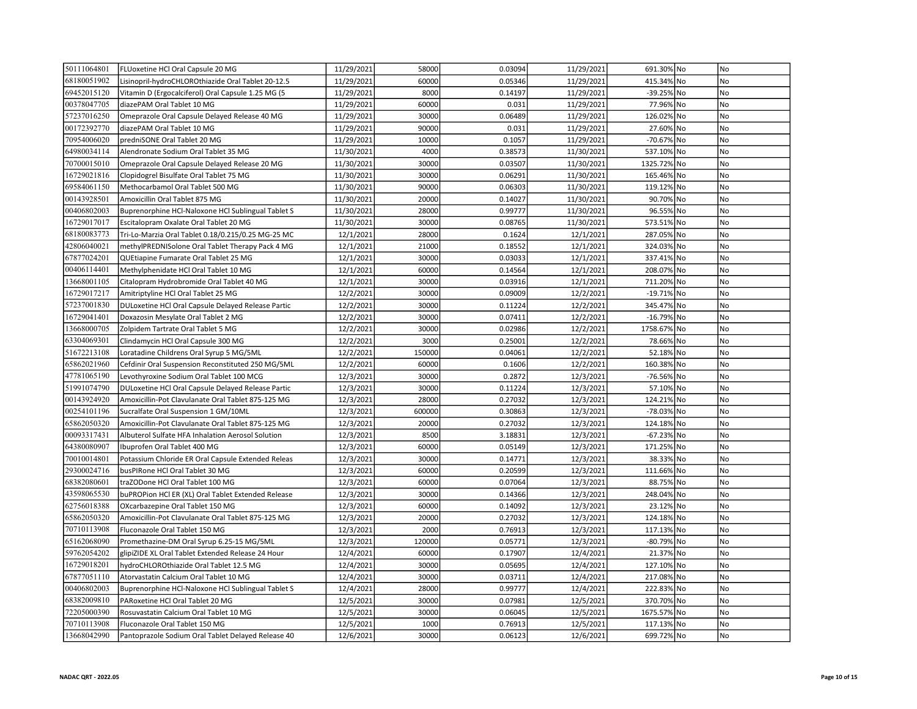| | | | | | | | | |
|---|---|---|---|---|---|---|---|---|
| 50111064801 | FLUoxetine HCl Oral Capsule 20 MG | 11/29/2021 | 58000 | 0.03094 | 11/29/2021 | 691.30% | No | No |
| 68180051902 | Lisinopril-hydroCHLOROthiazide Oral Tablet 20-12.5 | 11/29/2021 | 60000 | 0.05346 | 11/29/2021 | 415.34% | No | No |
| 69452015120 | Vitamin D (Ergocalciferol) Oral Capsule 1.25 MG (5 | 11/29/2021 | 8000 | 0.14197 | 11/29/2021 | -39.25% | No | No |
| 00378047705 | diazePAM Oral Tablet 10 MG | 11/29/2021 | 60000 | 0.031 | 11/29/2021 | 77.96% | No | No |
| 57237016250 | Omeprazole Oral Capsule Delayed Release 40 MG | 11/29/2021 | 30000 | 0.06489 | 11/29/2021 | 126.02% | No | No |
| 00172392770 | diazePAM Oral Tablet 10 MG | 11/29/2021 | 90000 | 0.031 | 11/29/2021 | 27.60% | No | No |
| 70954006020 | predniSONE Oral Tablet 20 MG | 11/29/2021 | 10000 | 0.1057 | 11/29/2021 | -70.67% | No | No |
| 64980034114 | Alendronate Sodium Oral Tablet 35 MG | 11/30/2021 | 4000 | 0.38573 | 11/30/2021 | 537.10% | No | No |
| 70700015010 | Omeprazole Oral Capsule Delayed Release 20 MG | 11/30/2021 | 30000 | 0.03507 | 11/30/2021 | 1325.72% | No | No |
| 16729021816 | Clopidogrel Bisulfate Oral Tablet 75 MG | 11/30/2021 | 30000 | 0.06291 | 11/30/2021 | 165.46% | No | No |
| 69584061150 | Methocarbamol Oral Tablet 500 MG | 11/30/2021 | 90000 | 0.06303 | 11/30/2021 | 119.12% | No | No |
| 00143928501 | Amoxicillin Oral Tablet 875 MG | 11/30/2021 | 20000 | 0.14027 | 11/30/2021 | 90.70% | No | No |
| 00406802003 | Buprenorphine HCl-Naloxone HCl Sublingual Tablet S | 11/30/2021 | 28000 | 0.99777 | 11/30/2021 | 96.55% | No | No |
| 16729017017 | Escitalopram Oxalate Oral Tablet 20 MG | 11/30/2021 | 30000 | 0.08765 | 11/30/2021 | 573.51% | No | No |
| 68180083773 | Tri-Lo-Marzia Oral Tablet 0.18/0.215/0.25 MG-25 MC | 12/1/2021 | 28000 | 0.1624 | 12/1/2021 | 287.05% | No | No |
| 42806040021 | methylPREDNISolone Oral Tablet Therapy Pack 4 MG | 12/1/2021 | 21000 | 0.18552 | 12/1/2021 | 324.03% | No | No |
| 67877024201 | QUEtiapine Fumarate Oral Tablet 25 MG | 12/1/2021 | 30000 | 0.03033 | 12/1/2021 | 337.41% | No | No |
| 00406114401 | Methylphenidate HCl Oral Tablet 10 MG | 12/1/2021 | 60000 | 0.14564 | 12/1/2021 | 208.07% | No | No |
| 13668001105 | Citalopram Hydrobromide Oral Tablet 40 MG | 12/1/2021 | 30000 | 0.03916 | 12/1/2021 | 711.20% | No | No |
| 16729017217 | Amitriptyline HCl Oral Tablet 25 MG | 12/2/2021 | 30000 | 0.09009 | 12/2/2021 | -19.71% | No | No |
| 57237001830 | DULoxetine HCl Oral Capsule Delayed Release Partic | 12/2/2021 | 30000 | 0.11224 | 12/2/2021 | 345.47% | No | No |
| 16729041401 | Doxazosin Mesylate Oral Tablet 2 MG | 12/2/2021 | 30000 | 0.07411 | 12/2/2021 | -16.79% | No | No |
| 13668000705 | Zolpidem Tartrate Oral Tablet 5 MG | 12/2/2021 | 30000 | 0.02986 | 12/2/2021 | 1758.67% | No | No |
| 63304069301 | Clindamycin HCl Oral Capsule 300 MG | 12/2/2021 | 3000 | 0.25001 | 12/2/2021 | 78.66% | No | No |
| 51672213108 | Loratadine Childrens Oral Syrup 5 MG/5ML | 12/2/2021 | 150000 | 0.04061 | 12/2/2021 | 52.18% | No | No |
| 65862021960 | Cefdinir Oral Suspension Reconstituted 250 MG/5ML | 12/2/2021 | 60000 | 0.1606 | 12/2/2021 | 160.38% | No | No |
| 47781065190 | Levothyroxine Sodium Oral Tablet 100 MCG | 12/3/2021 | 30000 | 0.2872 | 12/3/2021 | -76.56% | No | No |
| 51991074790 | DULoxetine HCl Oral Capsule Delayed Release Partic | 12/3/2021 | 30000 | 0.11224 | 12/3/2021 | 57.10% | No | No |
| 00143924920 | Amoxicillin-Pot Clavulanate Oral Tablet 875-125 MG | 12/3/2021 | 28000 | 0.27032 | 12/3/2021 | 124.21% | No | No |
| 00254101196 | Sucralfate Oral Suspension 1 GM/10ML | 12/3/2021 | 600000 | 0.30863 | 12/3/2021 | -78.03% | No | No |
| 65862050320 | Amoxicillin-Pot Clavulanate Oral Tablet 875-125 MG | 12/3/2021 | 20000 | 0.27032 | 12/3/2021 | 124.18% | No | No |
| 00093317431 | Albuterol Sulfate HFA Inhalation Aerosol Solution | 12/3/2021 | 8500 | 3.18831 | 12/3/2021 | -67.23% | No | No |
| 64380080907 | Ibuprofen Oral Tablet 400 MG | 12/3/2021 | 60000 | 0.05149 | 12/3/2021 | 171.25% | No | No |
| 70010014801 | Potassium Chloride ER Oral Capsule Extended Releas | 12/3/2021 | 30000 | 0.14771 | 12/3/2021 | 38.33% | No | No |
| 29300024716 | busPIRone HCl Oral Tablet 30 MG | 12/3/2021 | 60000 | 0.20599 | 12/3/2021 | 111.66% | No | No |
| 68382080601 | traZODone HCl Oral Tablet 100 MG | 12/3/2021 | 60000 | 0.07064 | 12/3/2021 | 88.75% | No | No |
| 43598065530 | buPROPion HCl ER (XL) Oral Tablet Extended Release | 12/3/2021 | 30000 | 0.14366 | 12/3/2021 | 248.04% | No | No |
| 62756018388 | OXcarbazepine Oral Tablet 150 MG | 12/3/2021 | 60000 | 0.14092 | 12/3/2021 | 23.12% | No | No |
| 65862050320 | Amoxicillin-Pot Clavulanate Oral Tablet 875-125 MG | 12/3/2021 | 20000 | 0.27032 | 12/3/2021 | 124.18% | No | No |
| 70710113908 | Fluconazole Oral Tablet 150 MG | 12/3/2021 | 2000 | 0.76913 | 12/3/2021 | 117.13% | No | No |
| 65162068090 | Promethazine-DM Oral Syrup 6.25-15 MG/5ML | 12/3/2021 | 120000 | 0.05771 | 12/3/2021 | -80.79% | No | No |
| 59762054202 | glipiZIDE XL Oral Tablet Extended Release 24 Hour | 12/4/2021 | 60000 | 0.17907 | 12/4/2021 | 21.37% | No | No |
| 16729018201 | hydroCHLOROthiazide Oral Tablet 12.5 MG | 12/4/2021 | 30000 | 0.05695 | 12/4/2021 | 127.10% | No | No |
| 67877051110 | Atorvastatin Calcium Oral Tablet 10 MG | 12/4/2021 | 30000 | 0.03711 | 12/4/2021 | 217.08% | No | No |
| 00406802003 | Buprenorphine HCl-Naloxone HCl Sublingual Tablet S | 12/4/2021 | 28000 | 0.99777 | 12/4/2021 | 222.83% | No | No |
| 68382009810 | PARoxetine HCl Oral Tablet 20 MG | 12/5/2021 | 30000 | 0.07981 | 12/5/2021 | 370.70% | No | No |
| 72205000390 | Rosuvastatin Calcium Oral Tablet 10 MG | 12/5/2021 | 30000 | 0.06045 | 12/5/2021 | 1675.57% | No | No |
| 70710113908 | Fluconazole Oral Tablet 150 MG | 12/5/2021 | 1000 | 0.76913 | 12/5/2021 | 117.13% | No | No |
| 13668042990 | Pantoprazole Sodium Oral Tablet Delayed Release 40 | 12/6/2021 | 30000 | 0.06123 | 12/6/2021 | 699.72% | No | No |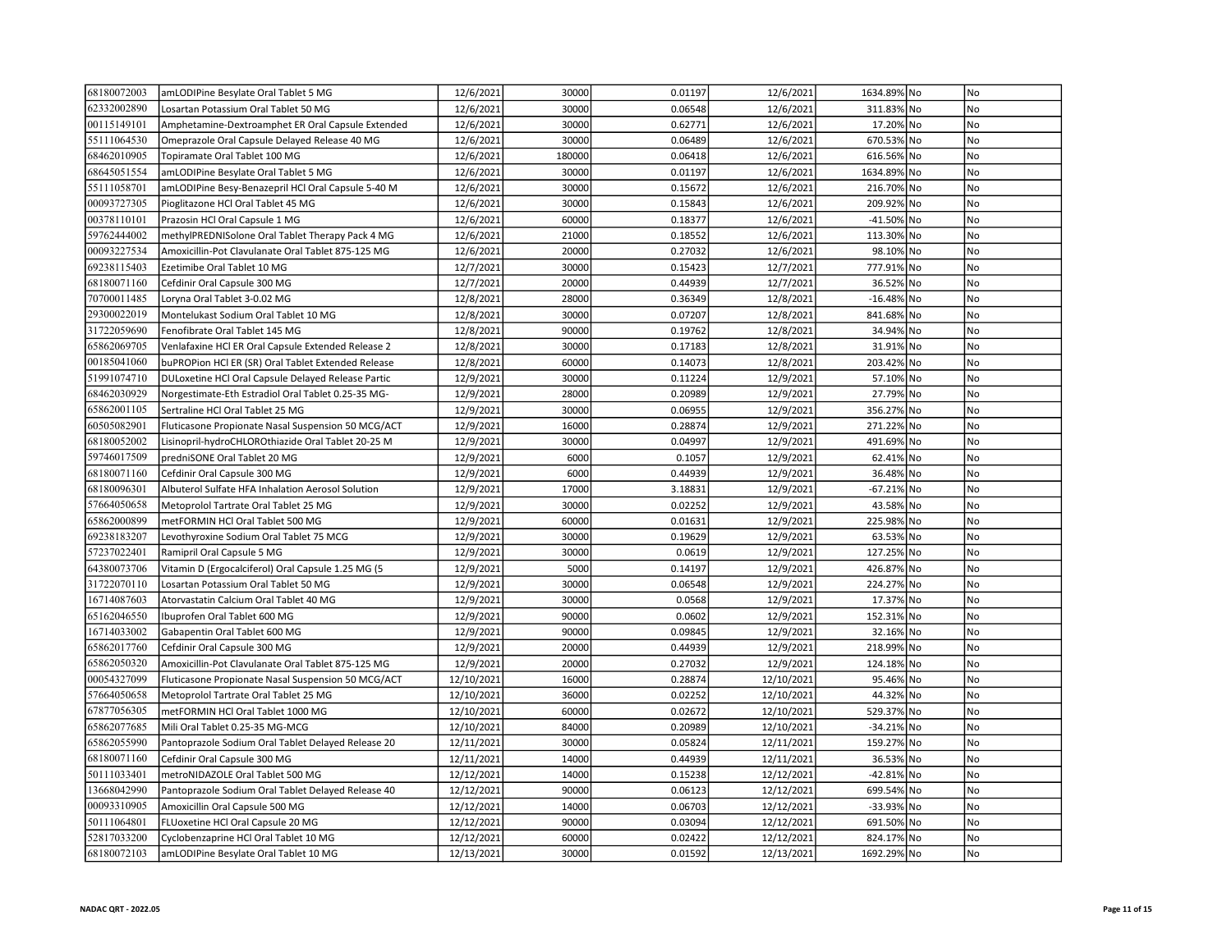| | | | | | | | | |
|---|---|---|---|---|---|---|---|---|
| 68180072003 | amLODIPine Besylate Oral Tablet 5 MG | 12/6/2021 | 30000 | 0.01197 | 12/6/2021 | 1634.89% | No | No |
| 62332002890 | Losartan Potassium Oral Tablet 50 MG | 12/6/2021 | 30000 | 0.06548 | 12/6/2021 | 311.83% | No | No |
| 00115149101 | Amphetamine-Dextroamphet ER Oral Capsule Extended | 12/6/2021 | 30000 | 0.62771 | 12/6/2021 | 17.20% | No | No |
| 55111064530 | Omeprazole Oral Capsule Delayed Release 40 MG | 12/6/2021 | 30000 | 0.06489 | 12/6/2021 | 670.53% | No | No |
| 68462010905 | Topiramate Oral Tablet 100 MG | 12/6/2021 | 180000 | 0.06418 | 12/6/2021 | 616.56% | No | No |
| 68645051554 | amLODIPine Besylate Oral Tablet 5 MG | 12/6/2021 | 30000 | 0.01197 | 12/6/2021 | 1634.89% | No | No |
| 55111058701 | amLODIPine Besy-Benazepril HCl Oral Capsule 5-40 M | 12/6/2021 | 30000 | 0.15672 | 12/6/2021 | 216.70% | No | No |
| 00093727305 | Pioglitazone HCl Oral Tablet 45 MG | 12/6/2021 | 30000 | 0.15843 | 12/6/2021 | 209.92% | No | No |
| 00378110101 | Prazosin HCl Oral Capsule 1 MG | 12/6/2021 | 60000 | 0.18377 | 12/6/2021 | -41.50% | No | No |
| 59762444002 | methylPREDNISolone Oral Tablet Therapy Pack 4 MG | 12/6/2021 | 21000 | 0.18552 | 12/6/2021 | 113.30% | No | No |
| 00093227534 | Amoxicillin-Pot Clavulanate Oral Tablet 875-125 MG | 12/6/2021 | 20000 | 0.27032 | 12/6/2021 | 98.10% | No | No |
| 69238115403 | Ezetimibe Oral Tablet 10 MG | 12/7/2021 | 30000 | 0.15423 | 12/7/2021 | 777.91% | No | No |
| 68180071160 | Cefdinir Oral Capsule 300 MG | 12/7/2021 | 20000 | 0.44939 | 12/7/2021 | 36.52% | No | No |
| 70700011485 | Loryna Oral Tablet 3-0.02 MG | 12/8/2021 | 28000 | 0.36349 | 12/8/2021 | -16.48% | No | No |
| 29300022019 | Montelukast Sodium Oral Tablet 10 MG | 12/8/2021 | 30000 | 0.07207 | 12/8/2021 | 841.68% | No | No |
| 31722059690 | Fenofibrate Oral Tablet 145 MG | 12/8/2021 | 90000 | 0.19762 | 12/8/2021 | 34.94% | No | No |
| 65862069705 | Venlafaxine HCl ER Oral Capsule Extended Release 2 | 12/8/2021 | 30000 | 0.17183 | 12/8/2021 | 31.91% | No | No |
| 00185041060 | buPROPion HCl ER (SR) Oral Tablet Extended Release | 12/8/2021 | 60000 | 0.14073 | 12/8/2021 | 203.42% | No | No |
| 51991074710 | DULoxetine HCl Oral Capsule Delayed Release Partic | 12/9/2021 | 30000 | 0.11224 | 12/9/2021 | 57.10% | No | No |
| 68462030929 | Norgestimate-Eth Estradiol Oral Tablet 0.25-35 MG- | 12/9/2021 | 28000 | 0.20989 | 12/9/2021 | 27.79% | No | No |
| 65862001105 | Sertraline HCl Oral Tablet 25 MG | 12/9/2021 | 30000 | 0.06955 | 12/9/2021 | 356.27% | No | No |
| 60505082901 | Fluticasone Propionate Nasal Suspension 50 MCG/ACT | 12/9/2021 | 16000 | 0.28874 | 12/9/2021 | 271.22% | No | No |
| 68180052002 | Lisinopril-hydroCHLOROthiazide Oral Tablet 20-25 M | 12/9/2021 | 30000 | 0.04997 | 12/9/2021 | 491.69% | No | No |
| 59746017509 | predniSONE Oral Tablet 20 MG | 12/9/2021 | 6000 | 0.1057 | 12/9/2021 | 62.41% | No | No |
| 68180071160 | Cefdinir Oral Capsule 300 MG | 12/9/2021 | 6000 | 0.44939 | 12/9/2021 | 36.48% | No | No |
| 68180096301 | Albuterol Sulfate HFA Inhalation Aerosol Solution | 12/9/2021 | 17000 | 3.18831 | 12/9/2021 | -67.21% | No | No |
| 57664050658 | Metoprolol Tartrate Oral Tablet 25 MG | 12/9/2021 | 30000 | 0.02252 | 12/9/2021 | 43.58% | No | No |
| 65862000899 | metFORMIN HCl Oral Tablet 500 MG | 12/9/2021 | 60000 | 0.01631 | 12/9/2021 | 225.98% | No | No |
| 69238183207 | Levothyroxine Sodium Oral Tablet 75 MCG | 12/9/2021 | 30000 | 0.19629 | 12/9/2021 | 63.53% | No | No |
| 57237022401 | Ramipril Oral Capsule 5 MG | 12/9/2021 | 30000 | 0.0619 | 12/9/2021 | 127.25% | No | No |
| 64380073706 | Vitamin D (Ergocalciferol) Oral Capsule 1.25 MG (5 | 12/9/2021 | 5000 | 0.14197 | 12/9/2021 | 426.87% | No | No |
| 31722070110 | Losartan Potassium Oral Tablet 50 MG | 12/9/2021 | 30000 | 0.06548 | 12/9/2021 | 224.27% | No | No |
| 16714087603 | Atorvastatin Calcium Oral Tablet 40 MG | 12/9/2021 | 30000 | 0.0568 | 12/9/2021 | 17.37% | No | No |
| 65162046550 | Ibuprofen Oral Tablet 600 MG | 12/9/2021 | 90000 | 0.0602 | 12/9/2021 | 152.31% | No | No |
| 16714033002 | Gabapentin Oral Tablet 600 MG | 12/9/2021 | 90000 | 0.09845 | 12/9/2021 | 32.16% | No | No |
| 65862017760 | Cefdinir Oral Capsule 300 MG | 12/9/2021 | 20000 | 0.44939 | 12/9/2021 | 218.99% | No | No |
| 65862050320 | Amoxicillin-Pot Clavulanate Oral Tablet 875-125 MG | 12/9/2021 | 20000 | 0.27032 | 12/9/2021 | 124.18% | No | No |
| 00054327099 | Fluticasone Propionate Nasal Suspension 50 MCG/ACT | 12/10/2021 | 16000 | 0.28874 | 12/10/2021 | 95.46% | No | No |
| 57664050658 | Metoprolol Tartrate Oral Tablet 25 MG | 12/10/2021 | 36000 | 0.02252 | 12/10/2021 | 44.32% | No | No |
| 67877056305 | metFORMIN HCl Oral Tablet 1000 MG | 12/10/2021 | 60000 | 0.02672 | 12/10/2021 | 529.37% | No | No |
| 65862077685 | Mili Oral Tablet 0.25-35 MG-MCG | 12/10/2021 | 84000 | 0.20989 | 12/10/2021 | -34.21% | No | No |
| 65862055990 | Pantoprazole Sodium Oral Tablet Delayed Release 20 | 12/11/2021 | 30000 | 0.05824 | 12/11/2021 | 159.27% | No | No |
| 68180071160 | Cefdinir Oral Capsule 300 MG | 12/11/2021 | 14000 | 0.44939 | 12/11/2021 | 36.53% | No | No |
| 50111033401 | metroNIDAZOLE Oral Tablet 500 MG | 12/12/2021 | 14000 | 0.15238 | 12/12/2021 | -42.81% | No | No |
| 13668042990 | Pantoprazole Sodium Oral Tablet Delayed Release 40 | 12/12/2021 | 90000 | 0.06123 | 12/12/2021 | 699.54% | No | No |
| 00093310905 | Amoxicillin Oral Capsule 500 MG | 12/12/2021 | 14000 | 0.06703 | 12/12/2021 | -33.93% | No | No |
| 50111064801 | FLUoxetine HCl Oral Capsule 20 MG | 12/12/2021 | 90000 | 0.03094 | 12/12/2021 | 691.50% | No | No |
| 52817033200 | Cyclobenzaprine HCl Oral Tablet 10 MG | 12/12/2021 | 60000 | 0.02422 | 12/12/2021 | 824.17% | No | No |
| 68180072103 | amLODIPine Besylate Oral Tablet 10 MG | 12/13/2021 | 30000 | 0.01592 | 12/13/2021 | 1692.29% | No | No |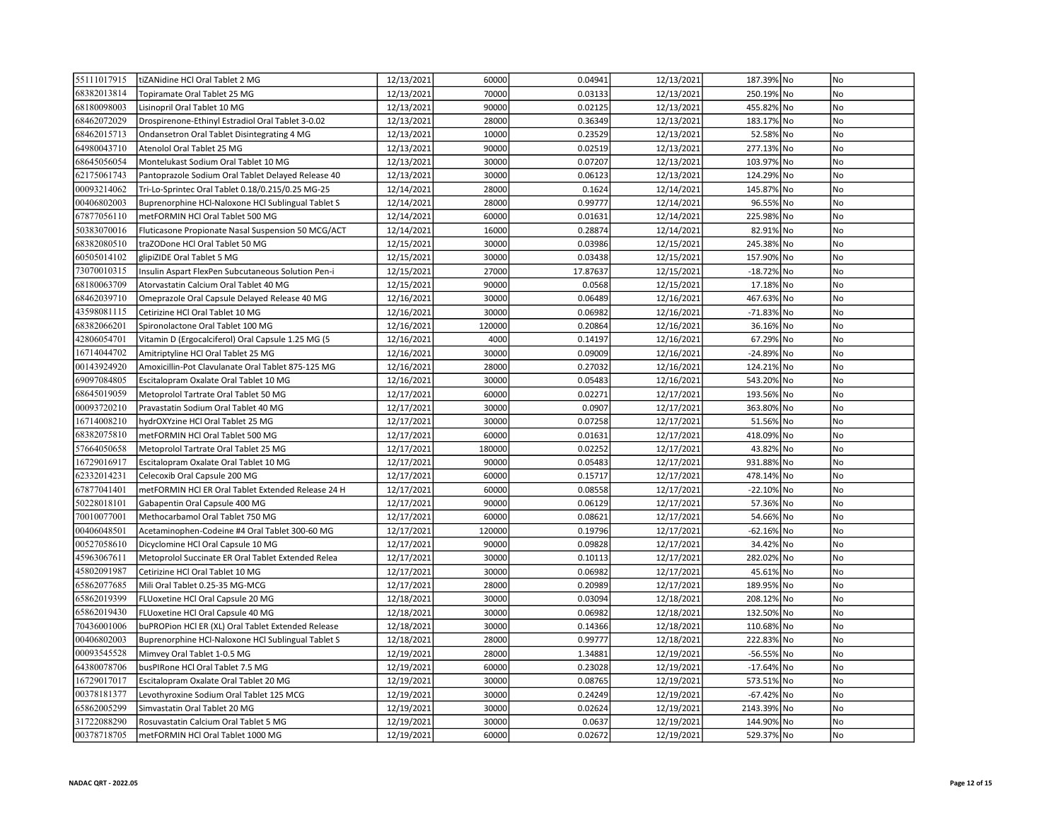| | | | | | | | | |
|---|---|---|---|---|---|---|---|---|
| 55111017915 | tiZANidine HCl Oral Tablet 2 MG | 12/13/2021 | 60000 | 0.04941 | 12/13/2021 | 187.39% | No | No |
| 68382013814 | Topiramate Oral Tablet 25 MG | 12/13/2021 | 70000 | 0.03133 | 12/13/2021 | 250.19% | No | No |
| 68180098003 | Lisinopril Oral Tablet 10 MG | 12/13/2021 | 90000 | 0.02125 | 12/13/2021 | 455.82% | No | No |
| 68462072029 | Drospirenone-Ethinyl Estradiol Oral Tablet 3-0.02 | 12/13/2021 | 28000 | 0.36349 | 12/13/2021 | 183.17% | No | No |
| 68462015713 | Ondansetron Oral Tablet Disintegrating 4 MG | 12/13/2021 | 10000 | 0.23529 | 12/13/2021 | 52.58% | No | No |
| 64980043710 | Atenolol Oral Tablet 25 MG | 12/13/2021 | 90000 | 0.02519 | 12/13/2021 | 277.13% | No | No |
| 68645056054 | Montelukast Sodium Oral Tablet 10 MG | 12/13/2021 | 30000 | 0.07207 | 12/13/2021 | 103.97% | No | No |
| 62175061743 | Pantoprazole Sodium Oral Tablet Delayed Release 40 | 12/13/2021 | 30000 | 0.06123 | 12/13/2021 | 124.29% | No | No |
| 00093214062 | Tri-Lo-Sprintec Oral Tablet 0.18/0.215/0.25 MG-25 | 12/14/2021 | 28000 | 0.1624 | 12/14/2021 | 145.87% | No | No |
| 00406802003 | Buprenorphine HCl-Naloxone HCl Sublingual Tablet S | 12/14/2021 | 28000 | 0.99777 | 12/14/2021 | 96.55% | No | No |
| 67877056110 | metFORMIN HCl Oral Tablet 500 MG | 12/14/2021 | 60000 | 0.01631 | 12/14/2021 | 225.98% | No | No |
| 50383070016 | Fluticasone Propionate Nasal Suspension 50 MCG/ACT | 12/14/2021 | 16000 | 0.28874 | 12/14/2021 | 82.91% | No | No |
| 68382080510 | traZODone HCl Oral Tablet 50 MG | 12/15/2021 | 30000 | 0.03986 | 12/15/2021 | 245.38% | No | No |
| 60505014102 | glipiZIDE Oral Tablet 5 MG | 12/15/2021 | 30000 | 0.03438 | 12/15/2021 | 157.90% | No | No |
| 73070010315 | Insulin Aspart FlexPen Subcutaneous Solution Pen-i | 12/15/2021 | 27000 | 17.87637 | 12/15/2021 | -18.72% | No | No |
| 68180063709 | Atorvastatin Calcium Oral Tablet 40 MG | 12/15/2021 | 90000 | 0.0568 | 12/15/2021 | 17.18% | No | No |
| 68462039710 | Omeprazole Oral Capsule Delayed Release 40 MG | 12/16/2021 | 30000 | 0.06489 | 12/16/2021 | 467.63% | No | No |
| 43598081115 | Cetirizine HCl Oral Tablet 10 MG | 12/16/2021 | 30000 | 0.06982 | 12/16/2021 | -71.83% | No | No |
| 68382066201 | Spironolactone Oral Tablet 100 MG | 12/16/2021 | 120000 | 0.20864 | 12/16/2021 | 36.16% | No | No |
| 42806054701 | Vitamin D (Ergocalciferol) Oral Capsule 1.25 MG (5 | 12/16/2021 | 4000 | 0.14197 | 12/16/2021 | 67.29% | No | No |
| 16714044702 | Amitriptyline HCl Oral Tablet 25 MG | 12/16/2021 | 30000 | 0.09009 | 12/16/2021 | -24.89% | No | No |
| 00143924920 | Amoxicillin-Pot Clavulanate Oral Tablet 875-125 MG | 12/16/2021 | 28000 | 0.27032 | 12/16/2021 | 124.21% | No | No |
| 69097084805 | Escitalopram Oxalate Oral Tablet 10 MG | 12/16/2021 | 30000 | 0.05483 | 12/16/2021 | 543.20% | No | No |
| 68645019059 | Metoprolol Tartrate Oral Tablet 50 MG | 12/17/2021 | 60000 | 0.02271 | 12/17/2021 | 193.56% | No | No |
| 00093720210 | Pravastatin Sodium Oral Tablet 40 MG | 12/17/2021 | 30000 | 0.0907 | 12/17/2021 | 363.80% | No | No |
| 16714008210 | hydrOXYzine HCl Oral Tablet 25 MG | 12/17/2021 | 30000 | 0.07258 | 12/17/2021 | 51.56% | No | No |
| 68382075810 | metFORMIN HCl Oral Tablet 500 MG | 12/17/2021 | 60000 | 0.01631 | 12/17/2021 | 418.09% | No | No |
| 57664050658 | Metoprolol Tartrate Oral Tablet 25 MG | 12/17/2021 | 180000 | 0.02252 | 12/17/2021 | 43.82% | No | No |
| 16729016917 | Escitalopram Oxalate Oral Tablet 10 MG | 12/17/2021 | 90000 | 0.05483 | 12/17/2021 | 931.88% | No | No |
| 62332014231 | Celecoxib Oral Capsule 200 MG | 12/17/2021 | 60000 | 0.15717 | 12/17/2021 | 478.14% | No | No |
| 67877041401 | metFORMIN HCl ER Oral Tablet Extended Release 24 H | 12/17/2021 | 60000 | 0.08558 | 12/17/2021 | -22.10% | No | No |
| 50228018101 | Gabapentin Oral Capsule 400 MG | 12/17/2021 | 90000 | 0.06129 | 12/17/2021 | 57.36% | No | No |
| 70010077001 | Methocarbamol Oral Tablet 750 MG | 12/17/2021 | 60000 | 0.08621 | 12/17/2021 | 54.66% | No | No |
| 00406048501 | Acetaminophen-Codeine #4 Oral Tablet 300-60 MG | 12/17/2021 | 120000 | 0.19796 | 12/17/2021 | -62.16% | No | No |
| 00527058610 | Dicyclomine HCl Oral Capsule 10 MG | 12/17/2021 | 90000 | 0.09828 | 12/17/2021 | 34.42% | No | No |
| 45963067611 | Metoprolol Succinate ER Oral Tablet Extended Relea | 12/17/2021 | 30000 | 0.10113 | 12/17/2021 | 282.02% | No | No |
| 45802091987 | Cetirizine HCl Oral Tablet 10 MG | 12/17/2021 | 30000 | 0.06982 | 12/17/2021 | 45.61% | No | No |
| 65862077685 | Mili Oral Tablet 0.25-35 MG-MCG | 12/17/2021 | 28000 | 0.20989 | 12/17/2021 | 189.95% | No | No |
| 65862019399 | FLUoxetine HCl Oral Capsule 20 MG | 12/18/2021 | 30000 | 0.03094 | 12/18/2021 | 208.12% | No | No |
| 65862019430 | FLUoxetine HCl Oral Capsule 40 MG | 12/18/2021 | 30000 | 0.06982 | 12/18/2021 | 132.50% | No | No |
| 70436001006 | buPROPion HCl ER (XL) Oral Tablet Extended Release | 12/18/2021 | 30000 | 0.14366 | 12/18/2021 | 110.68% | No | No |
| 00406802003 | Buprenorphine HCl-Naloxone HCl Sublingual Tablet S | 12/18/2021 | 28000 | 0.99777 | 12/18/2021 | 222.83% | No | No |
| 00093545528 | Mimvey Oral Tablet 1-0.5 MG | 12/19/2021 | 28000 | 1.34881 | 12/19/2021 | -56.55% | No | No |
| 64380078706 | busPIRone HCl Oral Tablet 7.5 MG | 12/19/2021 | 60000 | 0.23028 | 12/19/2021 | -17.64% | No | No |
| 16729017017 | Escitalopram Oxalate Oral Tablet 20 MG | 12/19/2021 | 30000 | 0.08765 | 12/19/2021 | 573.51% | No | No |
| 00378181377 | Levothyroxine Sodium Oral Tablet 125 MCG | 12/19/2021 | 30000 | 0.24249 | 12/19/2021 | -67.42% | No | No |
| 65862005299 | Simvastatin Oral Tablet 20 MG | 12/19/2021 | 30000 | 0.02624 | 12/19/2021 | 2143.39% | No | No |
| 31722088290 | Rosuvastatin Calcium Oral Tablet 5 MG | 12/19/2021 | 30000 | 0.0637 | 12/19/2021 | 144.90% | No | No |
| 00378718705 | metFORMIN HCl Oral Tablet 1000 MG | 12/19/2021 | 60000 | 0.02672 | 12/19/2021 | 529.37% | No | No |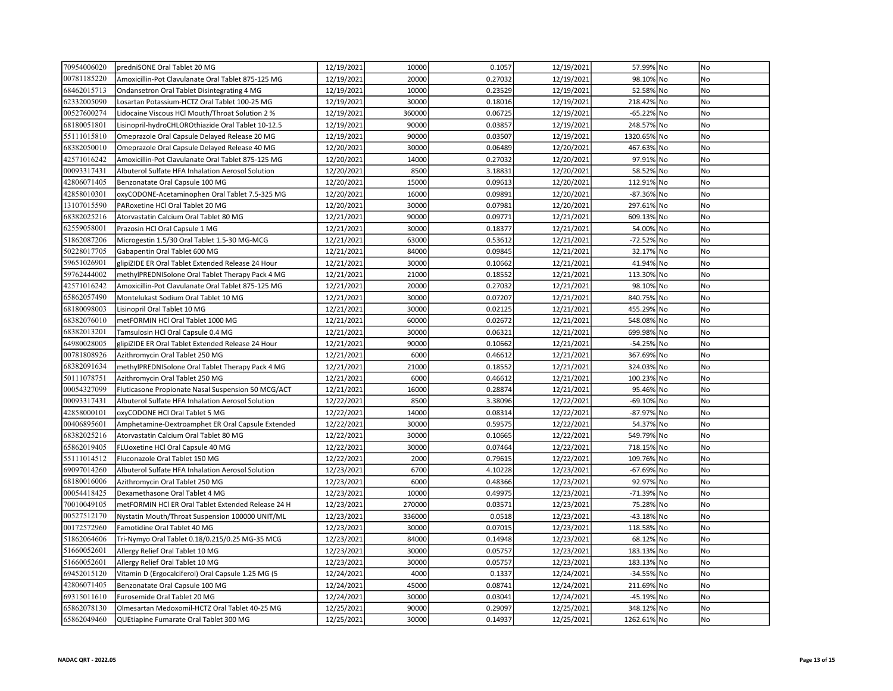| | | | | | | | | |
|---|---|---|---|---|---|---|---|---|
| 70954006020 | predniSONE Oral Tablet 20 MG | 12/19/2021 | 10000 | 0.1057 | 12/19/2021 | 57.99% | No | No |
| 00781185220 | Amoxicillin-Pot Clavulanate Oral Tablet 875-125 MG | 12/19/2021 | 20000 | 0.27032 | 12/19/2021 | 98.10% | No | No |
| 68462015713 | Ondansetron Oral Tablet Disintegrating 4 MG | 12/19/2021 | 10000 | 0.23529 | 12/19/2021 | 52.58% | No | No |
| 62332005090 | Losartan Potassium-HCTZ Oral Tablet 100-25 MG | 12/19/2021 | 30000 | 0.18016 | 12/19/2021 | 218.42% | No | No |
| 00527600274 | Lidocaine Viscous HCl Mouth/Throat Solution 2 % | 12/19/2021 | 360000 | 0.06725 | 12/19/2021 | -65.22% | No | No |
| 68180051801 | Lisinopril-hydroCHLOROthiazide Oral Tablet 10-12.5 | 12/19/2021 | 90000 | 0.03857 | 12/19/2021 | 248.57% | No | No |
| 55111015810 | Omeprazole Oral Capsule Delayed Release 20 MG | 12/19/2021 | 90000 | 0.03507 | 12/19/2021 | 1320.65% | No | No |
| 68382050010 | Omeprazole Oral Capsule Delayed Release 40 MG | 12/20/2021 | 30000 | 0.06489 | 12/20/2021 | 467.63% | No | No |
| 42571016242 | Amoxicillin-Pot Clavulanate Oral Tablet 875-125 MG | 12/20/2021 | 14000 | 0.27032 | 12/20/2021 | 97.91% | No | No |
| 00093317431 | Albuterol Sulfate HFA Inhalation Aerosol Solution | 12/20/2021 | 8500 | 3.18831 | 12/20/2021 | 58.52% | No | No |
| 42806071405 | Benzonatate Oral Capsule 100 MG | 12/20/2021 | 15000 | 0.09613 | 12/20/2021 | 112.91% | No | No |
| 42858010301 | oxyCODONE-Acetaminophen Oral Tablet 7.5-325 MG | 12/20/2021 | 16000 | 0.09891 | 12/20/2021 | -87.36% | No | No |
| 13107015590 | PARoxetine HCl Oral Tablet 20 MG | 12/20/2021 | 30000 | 0.07981 | 12/20/2021 | 297.61% | No | No |
| 68382025216 | Atorvastatin Calcium Oral Tablet 80 MG | 12/21/2021 | 90000 | 0.09771 | 12/21/2021 | 609.13% | No | No |
| 62559058001 | Prazosin HCl Oral Capsule 1 MG | 12/21/2021 | 30000 | 0.18377 | 12/21/2021 | 54.00% | No | No |
| 51862087206 | Microgestin 1.5/30 Oral Tablet 1.5-30 MG-MCG | 12/21/2021 | 63000 | 0.53612 | 12/21/2021 | -72.52% | No | No |
| 50228017705 | Gabapentin Oral Tablet 600 MG | 12/21/2021 | 84000 | 0.09845 | 12/21/2021 | 32.17% | No | No |
| 59651026901 | glipiZIDE ER Oral Tablet Extended Release 24 Hour | 12/21/2021 | 30000 | 0.10662 | 12/21/2021 | 41.94% | No | No |
| 59762444002 | methylPREDNISolone Oral Tablet Therapy Pack 4 MG | 12/21/2021 | 21000 | 0.18552 | 12/21/2021 | 113.30% | No | No |
| 42571016242 | Amoxicillin-Pot Clavulanate Oral Tablet 875-125 MG | 12/21/2021 | 20000 | 0.27032 | 12/21/2021 | 98.10% | No | No |
| 65862057490 | Montelukast Sodium Oral Tablet 10 MG | 12/21/2021 | 30000 | 0.07207 | 12/21/2021 | 840.75% | No | No |
| 68180098003 | Lisinopril Oral Tablet 10 MG | 12/21/2021 | 30000 | 0.02125 | 12/21/2021 | 455.29% | No | No |
| 68382076010 | metFORMIN HCl Oral Tablet 1000 MG | 12/21/2021 | 60000 | 0.02672 | 12/21/2021 | 548.08% | No | No |
| 68382013201 | Tamsulosin HCl Oral Capsule 0.4 MG | 12/21/2021 | 30000 | 0.06321 | 12/21/2021 | 699.98% | No | No |
| 64980028005 | glipiZIDE ER Oral Tablet Extended Release 24 Hour | 12/21/2021 | 90000 | 0.10662 | 12/21/2021 | -54.25% | No | No |
| 00781808926 | Azithromycin Oral Tablet 250 MG | 12/21/2021 | 6000 | 0.46612 | 12/21/2021 | 367.69% | No | No |
| 68382091634 | methylPREDNISolone Oral Tablet Therapy Pack 4 MG | 12/21/2021 | 21000 | 0.18552 | 12/21/2021 | 324.03% | No | No |
| 50111078751 | Azithromycin Oral Tablet 250 MG | 12/21/2021 | 6000 | 0.46612 | 12/21/2021 | 100.23% | No | No |
| 00054327099 | Fluticasone Propionate Nasal Suspension 50 MCG/ACT | 12/21/2021 | 16000 | 0.28874 | 12/21/2021 | 95.46% | No | No |
| 00093317431 | Albuterol Sulfate HFA Inhalation Aerosol Solution | 12/22/2021 | 8500 | 3.38096 | 12/22/2021 | -69.10% | No | No |
| 42858000101 | oxyCODONE HCl Oral Tablet 5 MG | 12/22/2021 | 14000 | 0.08314 | 12/22/2021 | -87.97% | No | No |
| 00406895601 | Amphetamine-Dextroamphet ER Oral Capsule Extended | 12/22/2021 | 30000 | 0.59575 | 12/22/2021 | 54.37% | No | No |
| 68382025216 | Atorvastatin Calcium Oral Tablet 80 MG | 12/22/2021 | 30000 | 0.10665 | 12/22/2021 | 549.79% | No | No |
| 65862019405 | FLUoxetine HCl Oral Capsule 40 MG | 12/22/2021 | 30000 | 0.07464 | 12/22/2021 | 718.15% | No | No |
| 55111014512 | Fluconazole Oral Tablet 150 MG | 12/22/2021 | 2000 | 0.79615 | 12/22/2021 | 109.76% | No | No |
| 69097014260 | Albuterol Sulfate HFA Inhalation Aerosol Solution | 12/23/2021 | 6700 | 4.10228 | 12/23/2021 | -67.69% | No | No |
| 68180016006 | Azithromycin Oral Tablet 250 MG | 12/23/2021 | 6000 | 0.48366 | 12/23/2021 | 92.97% | No | No |
| 00054418425 | Dexamethasone Oral Tablet 4 MG | 12/23/2021 | 10000 | 0.49975 | 12/23/2021 | -71.39% | No | No |
| 70010049105 | metFORMIN HCl ER Oral Tablet Extended Release 24 H | 12/23/2021 | 270000 | 0.03571 | 12/23/2021 | 75.28% | No | No |
| 00527512170 | Nystatin Mouth/Throat Suspension 100000 UNIT/ML | 12/23/2021 | 336000 | 0.0518 | 12/23/2021 | -43.18% | No | No |
| 00172572960 | Famotidine Oral Tablet 40 MG | 12/23/2021 | 30000 | 0.07015 | 12/23/2021 | 118.58% | No | No |
| 51862064606 | Tri-Nymyo Oral Tablet 0.18/0.215/0.25 MG-35 MCG | 12/23/2021 | 84000 | 0.14948 | 12/23/2021 | 68.12% | No | No |
| 51660052601 | Allergy Relief Oral Tablet 10 MG | 12/23/2021 | 30000 | 0.05757 | 12/23/2021 | 183.13% | No | No |
| 51660052601 | Allergy Relief Oral Tablet 10 MG | 12/23/2021 | 30000 | 0.05757 | 12/23/2021 | 183.13% | No | No |
| 69452015120 | Vitamin D (Ergocalciferol) Oral Capsule 1.25 MG (5 | 12/24/2021 | 4000 | 0.1337 | 12/24/2021 | -34.55% | No | No |
| 42806071405 | Benzonatate Oral Capsule 100 MG | 12/24/2021 | 45000 | 0.08741 | 12/24/2021 | 211.69% | No | No |
| 69315011610 | Furosemide Oral Tablet 20 MG | 12/24/2021 | 30000 | 0.03041 | 12/24/2021 | -45.19% | No | No |
| 65862078130 | Olmesartan Medoxomil-HCTZ Oral Tablet 40-25 MG | 12/25/2021 | 90000 | 0.29097 | 12/25/2021 | 348.12% | No | No |
| 65862049460 | QUEtiapine Fumarate Oral Tablet 300 MG | 12/25/2021 | 30000 | 0.14937 | 12/25/2021 | 1262.61% | No | No |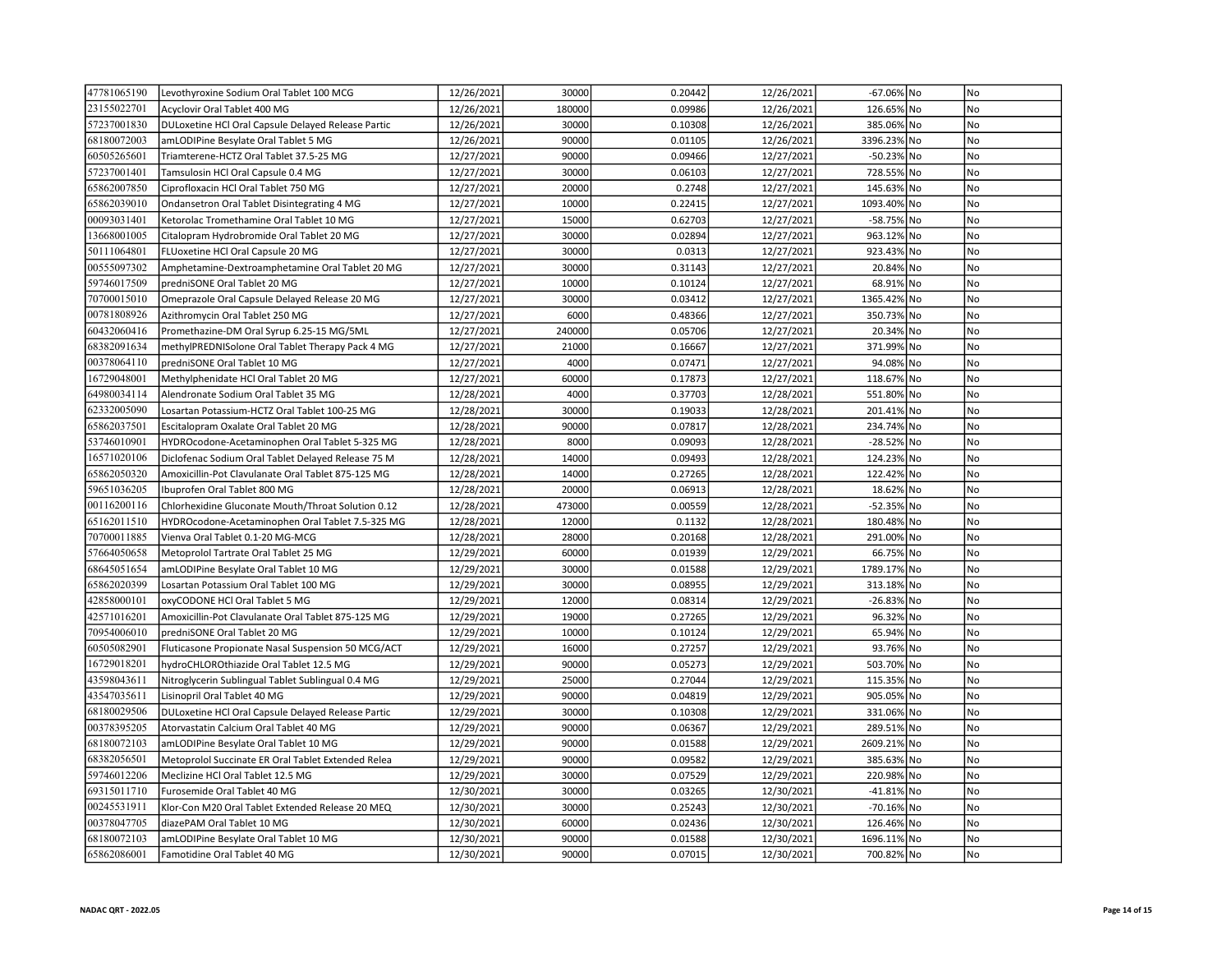| | | | | | | | | |
|---|---|---|---|---|---|---|---|---|
| 47781065190 | Levothyroxine Sodium Oral Tablet 100 MCG | 12/26/2021 | 30000 | 0.20442 | 12/26/2021 | -67.06% | No | No |
| 23155022701 | Acyclovir Oral Tablet 400 MG | 12/26/2021 | 180000 | 0.09986 | 12/26/2021 | 126.65% | No | No |
| 57237001830 | DULoxetine HCl Oral Capsule Delayed Release Partic | 12/26/2021 | 30000 | 0.10308 | 12/26/2021 | 385.06% | No | No |
| 68180072003 | amLODIPine Besylate Oral Tablet 5 MG | 12/26/2021 | 90000 | 0.01105 | 12/26/2021 | 3396.23% | No | No |
| 60505265601 | Triamterene-HCTZ Oral Tablet 37.5-25 MG | 12/27/2021 | 90000 | 0.09466 | 12/27/2021 | -50.23% | No | No |
| 57237001401 | Tamsulosin HCl Oral Capsule 0.4 MG | 12/27/2021 | 30000 | 0.06103 | 12/27/2021 | 728.55% | No | No |
| 65862007850 | Ciprofloxacin HCl Oral Tablet 750 MG | 12/27/2021 | 20000 | 0.2748 | 12/27/2021 | 145.63% | No | No |
| 65862039010 | Ondansetron Oral Tablet Disintegrating 4 MG | 12/27/2021 | 10000 | 0.22415 | 12/27/2021 | 1093.40% | No | No |
| 00093031401 | Ketorolac Tromethamine Oral Tablet 10 MG | 12/27/2021 | 15000 | 0.62703 | 12/27/2021 | -58.75% | No | No |
| 13668001005 | Citalopram Hydrobromide Oral Tablet 20 MG | 12/27/2021 | 30000 | 0.02894 | 12/27/2021 | 963.12% | No | No |
| 50111064801 | FLUoxetine HCl Oral Capsule 20 MG | 12/27/2021 | 30000 | 0.0313 | 12/27/2021 | 923.43% | No | No |
| 00555097302 | Amphetamine-Dextroamphetamine Oral Tablet 20 MG | 12/27/2021 | 30000 | 0.31143 | 12/27/2021 | 20.84% | No | No |
| 59746017509 | predniSONE Oral Tablet 20 MG | 12/27/2021 | 10000 | 0.10124 | 12/27/2021 | 68.91% | No | No |
| 70700015010 | Omeprazole Oral Capsule Delayed Release 20 MG | 12/27/2021 | 30000 | 0.03412 | 12/27/2021 | 1365.42% | No | No |
| 00781808926 | Azithromycin Oral Tablet 250 MG | 12/27/2021 | 6000 | 0.48366 | 12/27/2021 | 350.73% | No | No |
| 60432060416 | Promethazine-DM Oral Syrup 6.25-15 MG/5ML | 12/27/2021 | 240000 | 0.05706 | 12/27/2021 | 20.34% | No | No |
| 68382091634 | methylPREDNISolone Oral Tablet Therapy Pack 4 MG | 12/27/2021 | 21000 | 0.16667 | 12/27/2021 | 371.99% | No | No |
| 00378064110 | predniSONE Oral Tablet 10 MG | 12/27/2021 | 4000 | 0.07471 | 12/27/2021 | 94.08% | No | No |
| 16729048001 | Methylphenidate HCl Oral Tablet 20 MG | 12/27/2021 | 60000 | 0.17873 | 12/27/2021 | 118.67% | No | No |
| 64980034114 | Alendronate Sodium Oral Tablet 35 MG | 12/28/2021 | 4000 | 0.37703 | 12/28/2021 | 551.80% | No | No |
| 62332005090 | Losartan Potassium-HCTZ Oral Tablet 100-25 MG | 12/28/2021 | 30000 | 0.19033 | 12/28/2021 | 201.41% | No | No |
| 65862037501 | Escitalopram Oxalate Oral Tablet 20 MG | 12/28/2021 | 90000 | 0.07817 | 12/28/2021 | 234.74% | No | No |
| 53746010901 | HYDROcodone-Acetaminophen Oral Tablet 5-325 MG | 12/28/2021 | 8000 | 0.09093 | 12/28/2021 | -28.52% | No | No |
| 16571020106 | Diclofenac Sodium Oral Tablet Delayed Release 75 M | 12/28/2021 | 14000 | 0.09493 | 12/28/2021 | 124.23% | No | No |
| 65862050320 | Amoxicillin-Pot Clavulanate Oral Tablet 875-125 MG | 12/28/2021 | 14000 | 0.27265 | 12/28/2021 | 122.42% | No | No |
| 59651036205 | Ibuprofen Oral Tablet 800 MG | 12/28/2021 | 20000 | 0.06913 | 12/28/2021 | 18.62% | No | No |
| 00116200116 | Chlorhexidine Gluconate Mouth/Throat Solution 0.12 | 12/28/2021 | 473000 | 0.00559 | 12/28/2021 | -52.35% | No | No |
| 65162011510 | HYDROcodone-Acetaminophen Oral Tablet 7.5-325 MG | 12/28/2021 | 12000 | 0.1132 | 12/28/2021 | 180.48% | No | No |
| 70700011885 | Vienva Oral Tablet 0.1-20 MG-MCG | 12/28/2021 | 28000 | 0.20168 | 12/28/2021 | 291.00% | No | No |
| 57664050658 | Metoprolol Tartrate Oral Tablet 25 MG | 12/29/2021 | 60000 | 0.01939 | 12/29/2021 | 66.75% | No | No |
| 68645051654 | amLODIPine Besylate Oral Tablet 10 MG | 12/29/2021 | 30000 | 0.01588 | 12/29/2021 | 1789.17% | No | No |
| 65862020399 | Losartan Potassium Oral Tablet 100 MG | 12/29/2021 | 30000 | 0.08955 | 12/29/2021 | 313.18% | No | No |
| 42858000101 | oxyCODONE HCl Oral Tablet 5 MG | 12/29/2021 | 12000 | 0.08314 | 12/29/2021 | -26.83% | No | No |
| 42571016201 | Amoxicillin-Pot Clavulanate Oral Tablet 875-125 MG | 12/29/2021 | 19000 | 0.27265 | 12/29/2021 | 96.32% | No | No |
| 70954006010 | predniSONE Oral Tablet 20 MG | 12/29/2021 | 10000 | 0.10124 | 12/29/2021 | 65.94% | No | No |
| 60505082901 | Fluticasone Propionate Nasal Suspension 50 MCG/ACT | 12/29/2021 | 16000 | 0.27257 | 12/29/2021 | 93.76% | No | No |
| 16729018201 | hydroCHLOROthiazide Oral Tablet 12.5 MG | 12/29/2021 | 90000 | 0.05273 | 12/29/2021 | 503.70% | No | No |
| 43598043611 | Nitroglycerin Sublingual Tablet Sublingual 0.4 MG | 12/29/2021 | 25000 | 0.27044 | 12/29/2021 | 115.35% | No | No |
| 43547035611 | Lisinopril Oral Tablet 40 MG | 12/29/2021 | 90000 | 0.04819 | 12/29/2021 | 905.05% | No | No |
| 68180029506 | DULoxetine HCl Oral Capsule Delayed Release Partic | 12/29/2021 | 30000 | 0.10308 | 12/29/2021 | 331.06% | No | No |
| 00378395205 | Atorvastatin Calcium Oral Tablet 40 MG | 12/29/2021 | 90000 | 0.06367 | 12/29/2021 | 289.51% | No | No |
| 68180072103 | amLODIPine Besylate Oral Tablet 10 MG | 12/29/2021 | 90000 | 0.01588 | 12/29/2021 | 2609.21% | No | No |
| 68382056501 | Metoprolol Succinate ER Oral Tablet Extended Relea | 12/29/2021 | 90000 | 0.09582 | 12/29/2021 | 385.63% | No | No |
| 59746012206 | Meclizine HCl Oral Tablet 12.5 MG | 12/29/2021 | 30000 | 0.07529 | 12/29/2021 | 220.98% | No | No |
| 69315011710 | Furosemide Oral Tablet 40 MG | 12/30/2021 | 30000 | 0.03265 | 12/30/2021 | -41.81% | No | No |
| 00245531911 | Klor-Con M20 Oral Tablet Extended Release 20 MEQ | 12/30/2021 | 30000 | 0.25243 | 12/30/2021 | -70.16% | No | No |
| 00378047705 | diazePAM Oral Tablet 10 MG | 12/30/2021 | 60000 | 0.02436 | 12/30/2021 | 126.46% | No | No |
| 68180072103 | amLODIPine Besylate Oral Tablet 10 MG | 12/30/2021 | 90000 | 0.01588 | 12/30/2021 | 1696.11% | No | No |
| 65862086001 | Famotidine Oral Tablet 40 MG | 12/30/2021 | 90000 | 0.07015 | 12/30/2021 | 700.82% | No | No |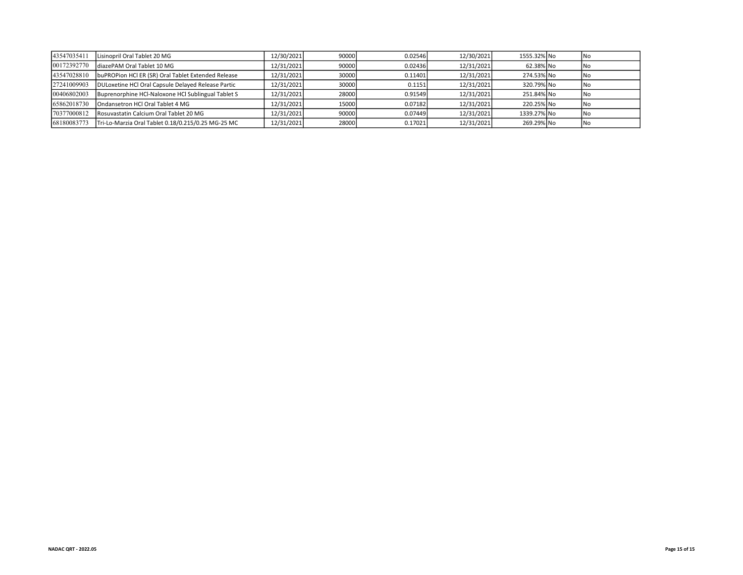| | | | | | | | | |
|---|---|---|---|---|---|---|---|---|
| 43547035411 | Lisinopril Oral Tablet 20 MG | 12/30/2021 | 90000 | 0.02546 | 12/30/2021 | 1555.32% | No | No |
| 00172392770 | diazePAM Oral Tablet 10 MG | 12/31/2021 | 90000 | 0.02436 | 12/31/2021 | 62.38% | No | No |
| 43547028810 | buPROPion HCl ER (SR) Oral Tablet Extended Release | 12/31/2021 | 30000 | 0.11401 | 12/31/2021 | 274.53% | No | No |
| 27241009903 | DULoxetine HCl Oral Capsule Delayed Release Partic | 12/31/2021 | 30000 | 0.1151 | 12/31/2021 | 320.79% | No | No |
| 00406802003 | Buprenorphine HCl-Naloxone HCl Sublingual Tablet S | 12/31/2021 | 28000 | 0.91549 | 12/31/2021 | 251.84% | No | No |
| 65862018730 | Ondansetron HCl Oral Tablet 4 MG | 12/31/2021 | 15000 | 0.07182 | 12/31/2021 | 220.25% | No | No |
| 70377000812 | Rosuvastatin Calcium Oral Tablet 20 MG | 12/31/2021 | 90000 | 0.07449 | 12/31/2021 | 1339.27% | No | No |
| 68180083773 | Tri-Lo-Marzia Oral Tablet 0.18/0.215/0.25 MG-25 MC | 12/31/2021 | 28000 | 0.17021 | 12/31/2021 | 269.29% | No | No |